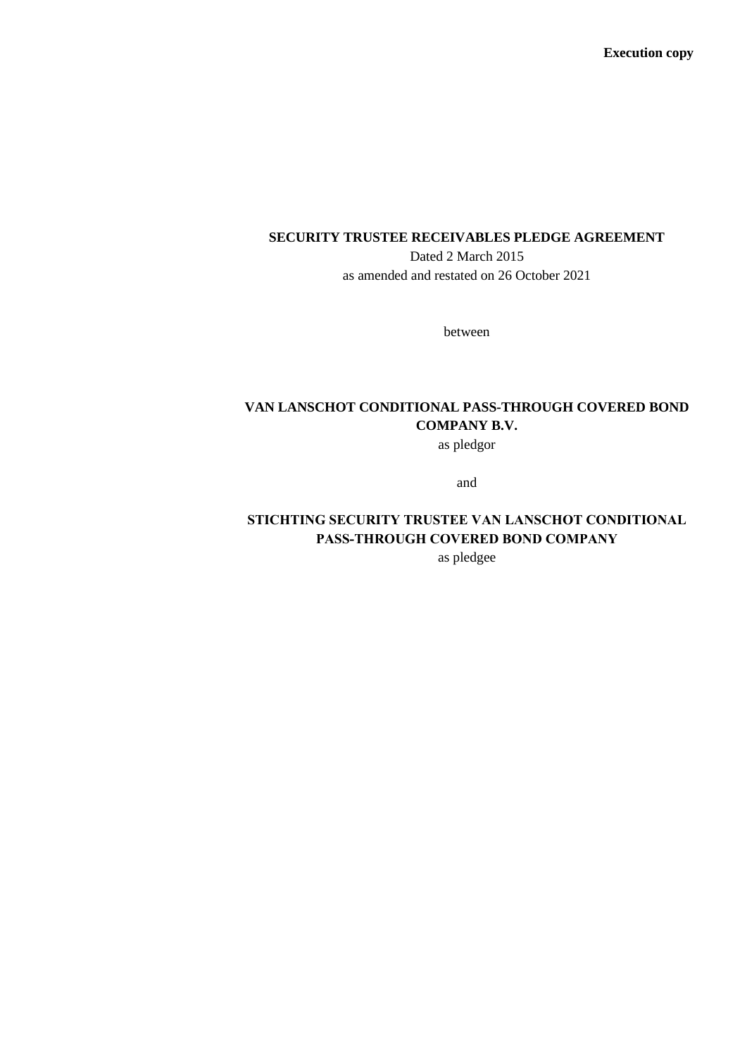**Execution copy**

# SECURITY TRUSTEE RECEIVABLES PLEDGE AGREEMENT

Dated 2 March 2015

as amended and restated on 26 October 2021

between

**VAN LANSCHOT CONDITIONAL PASS-THROUGH COVERED BOND COMPANY B.V.**

as pledgor

and

**STICHTING SECURITY TRUSTEE VAN LANSCHOT CONDITIONAL PASS-THROUGH COVERED BOND COMPANY**

as pledgee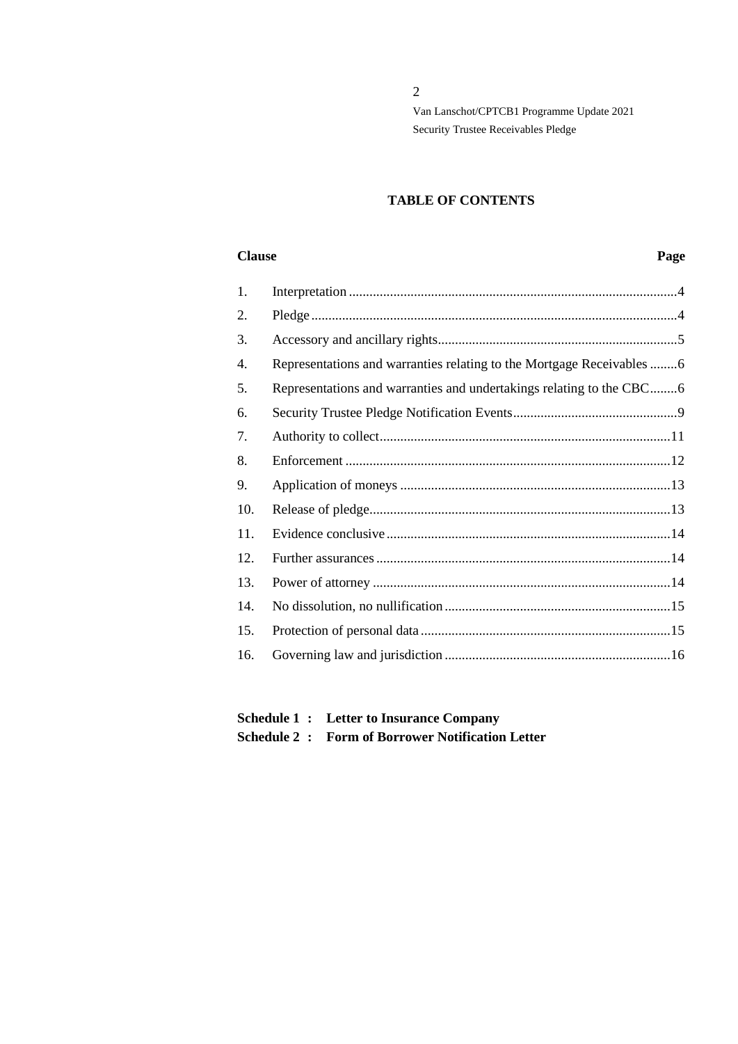## TABLE OF CONTENTS

| Clause | | Page |
| --- | --- | --- |
| 1. | Interpretation | 4 |
| 2. | Pledge | 4 |
| 3. | Accessory and ancillary rights | 5 |
| 4. | Representations and warranties relating to the Mortgage Receivables | 6 |
| 5. | Representations and warranties and undertakings relating to the CBC | 6 |
| 6. | Security Trustee Pledge Notification Events | 9 |
| 7. | Authority to collect | 11 |
| 8. | Enforcement | 12 |
| 9. | Application of moneys | 13 |
| 10. | Release of pledge | 13 |
| 11. | Evidence conclusive | 14 |
| 12. | Further assurances | 14 |
| 13. | Power of attorney | 14 |
| 14. | No dissolution, no nullification | 15 |
| 15. | Protection of personal data | 15 |
| 16. | Governing law and jurisdiction | 16 |

**Schedule 1 : Letter to Insurance Company**

**Schedule 2 : Form of Borrower Notification Letter**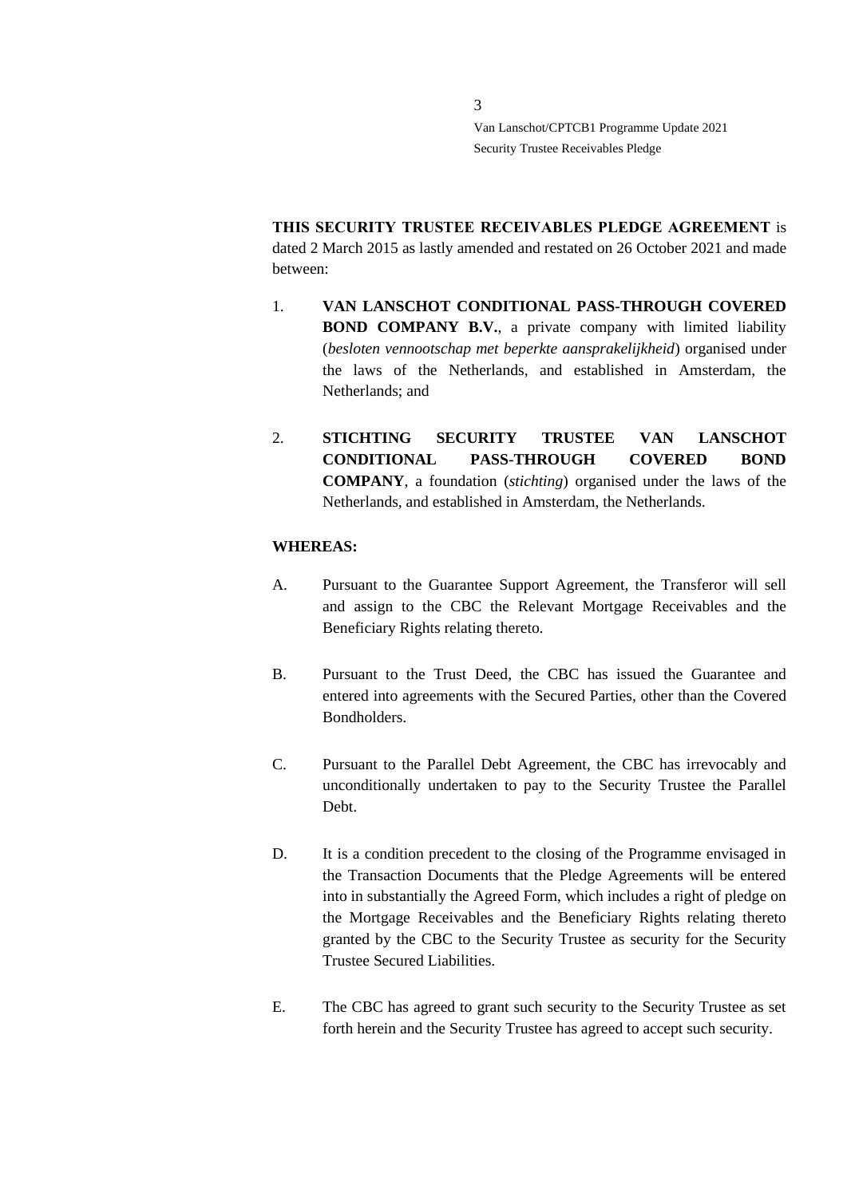**THIS SECURITY TRUSTEE RECEIVABLES PLEDGE AGREEMENT** is dated 2 March 2015 as lastly amended and restated on 26 October 2021 and made between:

1. **VAN LANSCHOT CONDITIONAL PASS-THROUGH COVERED BOND COMPANY B.V.**, a private company with limited liability (*besloten vennootschap met beperkte aansprakelijkheid*) organised under the laws of the Netherlands, and established in Amsterdam, the Netherlands; and

2. **STICHTING SECURITY TRUSTEE VAN LANSCHOT CONDITIONAL PASS-THROUGH COVERED BOND COMPANY**, a foundation (*stichting*) organised under the laws of the Netherlands, and established in Amsterdam, the Netherlands.

**WHEREAS:**

A. Pursuant to the Guarantee Support Agreement, the Transferor will sell and assign to the CBC the Relevant Mortgage Receivables and the Beneficiary Rights relating thereto.

B. Pursuant to the Trust Deed, the CBC has issued the Guarantee and entered into agreements with the Secured Parties, other than the Covered Bondholders.

C. Pursuant to the Parallel Debt Agreement, the CBC has irrevocably and unconditionally undertaken to pay to the Security Trustee the Parallel Debt.

D. It is a condition precedent to the closing of the Programme envisaged in the Transaction Documents that the Pledge Agreements will be entered into in substantially the Agreed Form, which includes a right of pledge on the Mortgage Receivables and the Beneficiary Rights relating thereto granted by the CBC to the Security Trustee as security for the Security Trustee Secured Liabilities.

E. The CBC has agreed to grant such security to the Security Trustee as set forth herein and the Security Trustee has agreed to accept such security.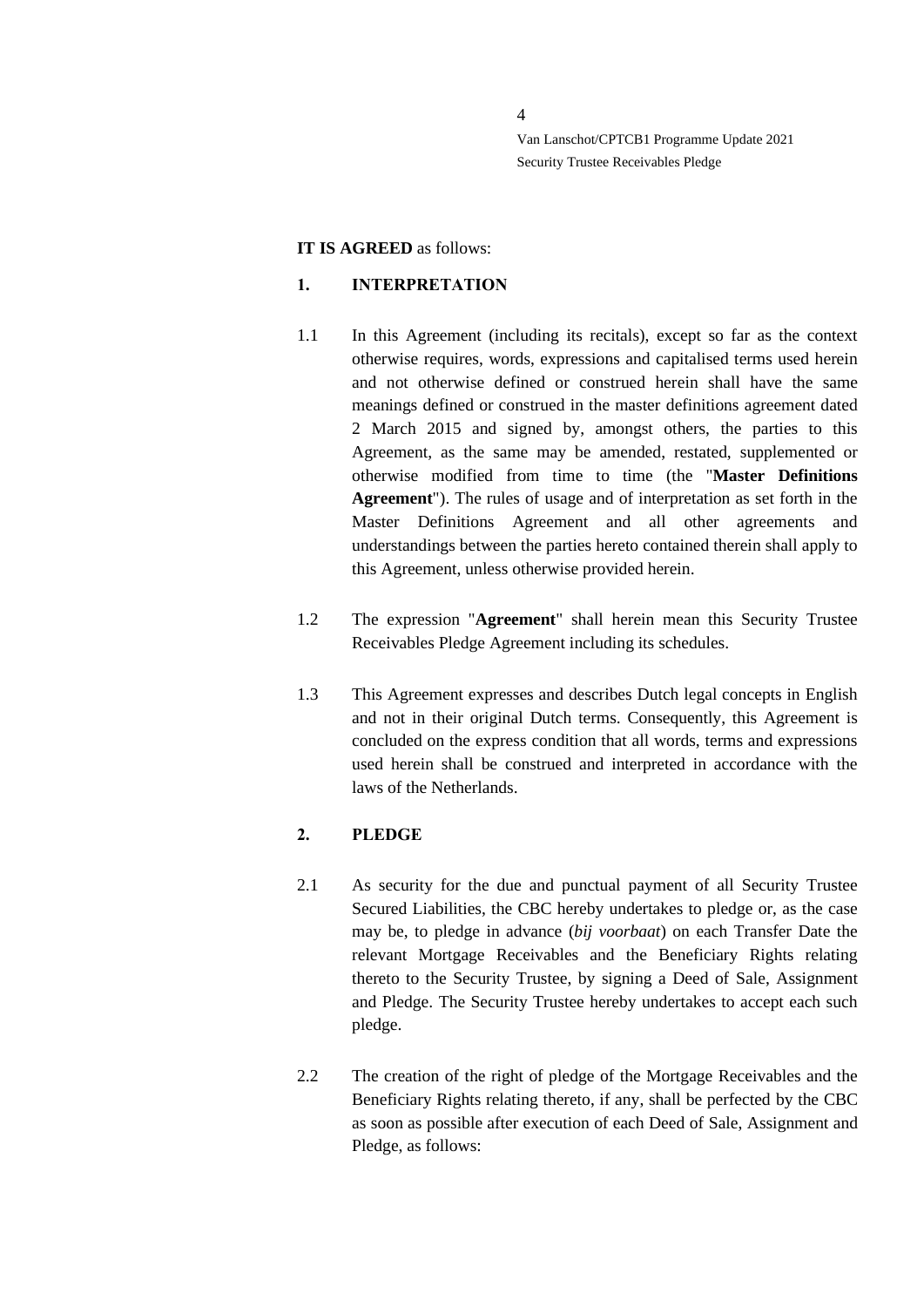**IT IS AGREED** as follows:

**1. INTERPRETATION**

1.1 In this Agreement (including its recitals), except so far as the context otherwise requires, words, expressions and capitalised terms used herein and not otherwise defined or construed herein shall have the same meanings defined or construed in the master definitions agreement dated 2 March 2015 and signed by, amongst others, the parties to this Agreement, as the same may be amended, restated, supplemented or otherwise modified from time to time (the "**Master Definitions Agreement**"). The rules of usage and of interpretation as set forth in the Master Definitions Agreement and all other agreements and understandings between the parties hereto contained therein shall apply to this Agreement, unless otherwise provided herein.

1.2 The expression "**Agreement**" shall herein mean this Security Trustee Receivables Pledge Agreement including its schedules.

1.3 This Agreement expresses and describes Dutch legal concepts in English and not in their original Dutch terms. Consequently, this Agreement is concluded on the express condition that all words, terms and expressions used herein shall be construed and interpreted in accordance with the laws of the Netherlands.

**2. PLEDGE**

2.1 As security for the due and punctual payment of all Security Trustee Secured Liabilities, the CBC hereby undertakes to pledge or, as the case may be, to pledge in advance (*bij voorbaat*) on each Transfer Date the relevant Mortgage Receivables and the Beneficiary Rights relating thereto to the Security Trustee, by signing a Deed of Sale, Assignment and Pledge. The Security Trustee hereby undertakes to accept each such pledge.

2.2 The creation of the right of pledge of the Mortgage Receivables and the Beneficiary Rights relating thereto, if any, shall be perfected by the CBC as soon as possible after execution of each Deed of Sale, Assignment and Pledge, as follows: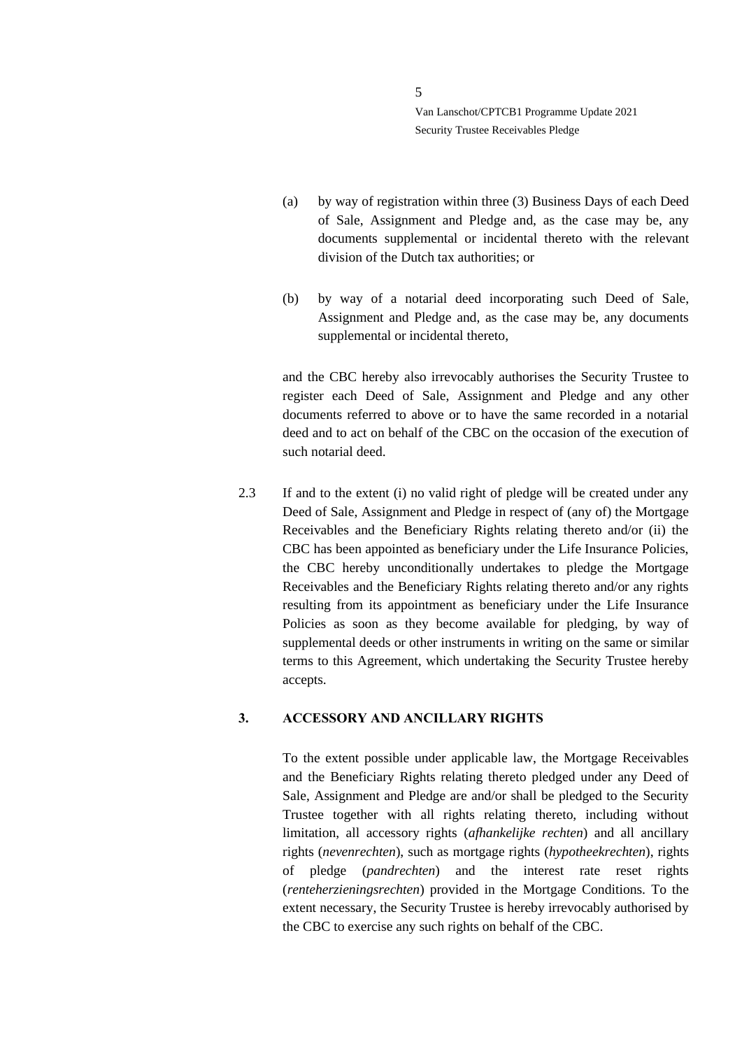(a) by way of registration within three (3) Business Days of each Deed of Sale, Assignment and Pledge and, as the case may be, any documents supplemental or incidental thereto with the relevant division of the Dutch tax authorities; or

(b) by way of a notarial deed incorporating such Deed of Sale, Assignment and Pledge and, as the case may be, any documents supplemental or incidental thereto,

and the CBC hereby also irrevocably authorises the Security Trustee to register each Deed of Sale, Assignment and Pledge and any other documents referred to above or to have the same recorded in a notarial deed and to act on behalf of the CBC on the occasion of the execution of such notarial deed.

2.3 If and to the extent (i) no valid right of pledge will be created under any Deed of Sale, Assignment and Pledge in respect of (any of) the Mortgage Receivables and the Beneficiary Rights relating thereto and/or (ii) the CBC has been appointed as beneficiary under the Life Insurance Policies, the CBC hereby unconditionally undertakes to pledge the Mortgage Receivables and the Beneficiary Rights relating thereto and/or any rights resulting from its appointment as beneficiary under the Life Insurance Policies as soon as they become available for pledging, by way of supplemental deeds or other instruments in writing on the same or similar terms to this Agreement, which undertaking the Security Trustee hereby accepts.

## 3. ACCESSORY AND ANCILLARY RIGHTS

To the extent possible under applicable law, the Mortgage Receivables and the Beneficiary Rights relating thereto pledged under any Deed of Sale, Assignment and Pledge are and/or shall be pledged to the Security Trustee together with all rights relating thereto, including without limitation, all accessory rights (*afhankelijke rechten*) and all ancillary rights (*nevenrechten*), such as mortgage rights (*hypotheekrechten*), rights of pledge (*pandrechten*) and the interest rate reset rights (*renteherzieningsrechten*) provided in the Mortgage Conditions. To the extent necessary, the Security Trustee is hereby irrevocably authorised by the CBC to exercise any such rights on behalf of the CBC.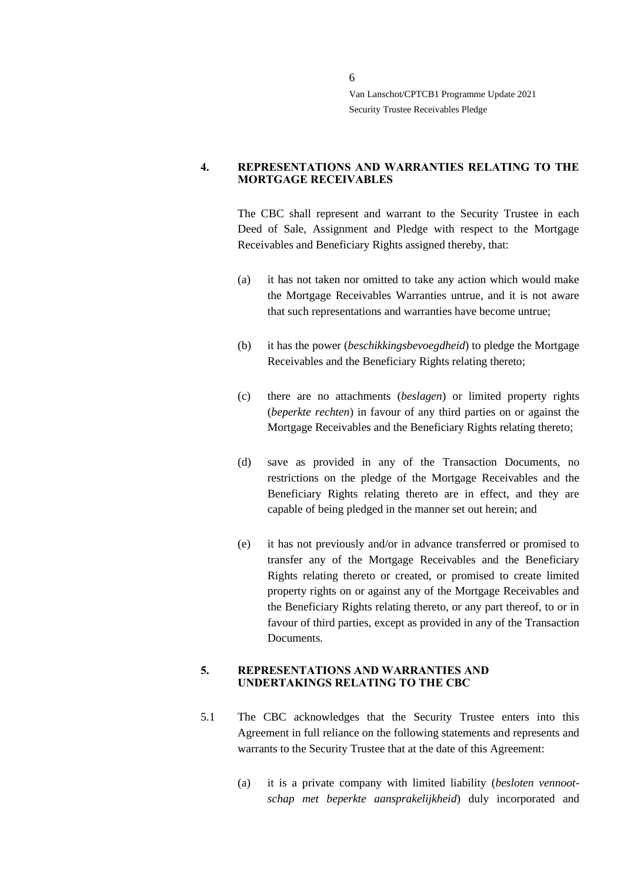## 4. REPRESENTATIONS AND WARRANTIES RELATING TO THE MORTGAGE RECEIVABLES

The CBC shall represent and warrant to the Security Trustee in each Deed of Sale, Assignment and Pledge with respect to the Mortgage Receivables and Beneficiary Rights assigned thereby, that:

(a) it has not taken nor omitted to take any action which would make the Mortgage Receivables Warranties untrue, and it is not aware that such representations and warranties have become untrue;

(b) it has the power (*beschikkingsbevoegdheid*) to pledge the Mortgage Receivables and the Beneficiary Rights relating thereto;

(c) there are no attachments (*beslagen*) or limited property rights (*beperkte rechten*) in favour of any third parties on or against the Mortgage Receivables and the Beneficiary Rights relating thereto;

(d) save as provided in any of the Transaction Documents, no restrictions on the pledge of the Mortgage Receivables and the Beneficiary Rights relating thereto are in effect, and they are capable of being pledged in the manner set out herein; and

(e) it has not previously and/or in advance transferred or promised to transfer any of the Mortgage Receivables and the Beneficiary Rights relating thereto or created, or promised to create limited property rights on or against any of the Mortgage Receivables and the Beneficiary Rights relating thereto, or any part thereof, to or in favour of third parties, except as provided in any of the Transaction Documents.

## 5. REPRESENTATIONS AND WARRANTIES AND UNDERTAKINGS RELATING TO THE CBC

5.1 The CBC acknowledges that the Security Trustee enters into this Agreement in full reliance on the following statements and represents and warrants to the Security Trustee that at the date of this Agreement:

(a) it is a private company with limited liability (*besloten vennootschap met beperkte aansprakelijkheid*) duly incorporated and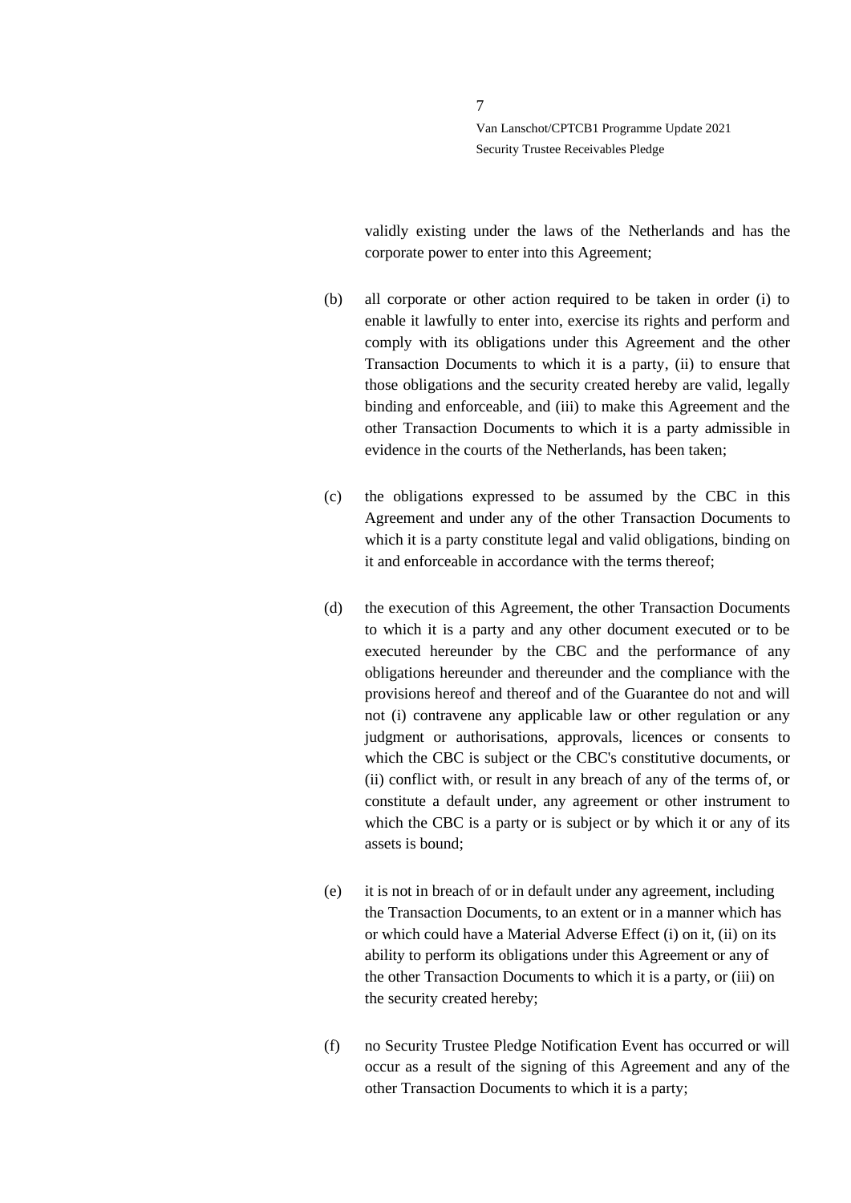validly existing under the laws of the Netherlands and has the corporate power to enter into this Agreement;

(b) all corporate or other action required to be taken in order (i) to enable it lawfully to enter into, exercise its rights and perform and comply with its obligations under this Agreement and the other Transaction Documents to which it is a party, (ii) to ensure that those obligations and the security created hereby are valid, legally binding and enforceable, and (iii) to make this Agreement and the other Transaction Documents to which it is a party admissible in evidence in the courts of the Netherlands, has been taken;

(c) the obligations expressed to be assumed by the CBC in this Agreement and under any of the other Transaction Documents to which it is a party constitute legal and valid obligations, binding on it and enforceable in accordance with the terms thereof;

(d) the execution of this Agreement, the other Transaction Documents to which it is a party and any other document executed or to be executed hereunder by the CBC and the performance of any obligations hereunder and thereunder and the compliance with the provisions hereof and thereof and of the Guarantee do not and will not (i) contravene any applicable law or other regulation or any judgment or authorisations, approvals, licences or consents to which the CBC is subject or the CBC's constitutive documents, or (ii) conflict with, or result in any breach of any of the terms of, or constitute a default under, any agreement or other instrument to which the CBC is a party or is subject or by which it or any of its assets is bound;

(e) it is not in breach of or in default under any agreement, including the Transaction Documents, to an extent or in a manner which has or which could have a Material Adverse Effect (i) on it, (ii) on its ability to perform its obligations under this Agreement or any of the other Transaction Documents to which it is a party, or (iii) on the security created hereby;

(f) no Security Trustee Pledge Notification Event has occurred or will occur as a result of the signing of this Agreement and any of the other Transaction Documents to which it is a party;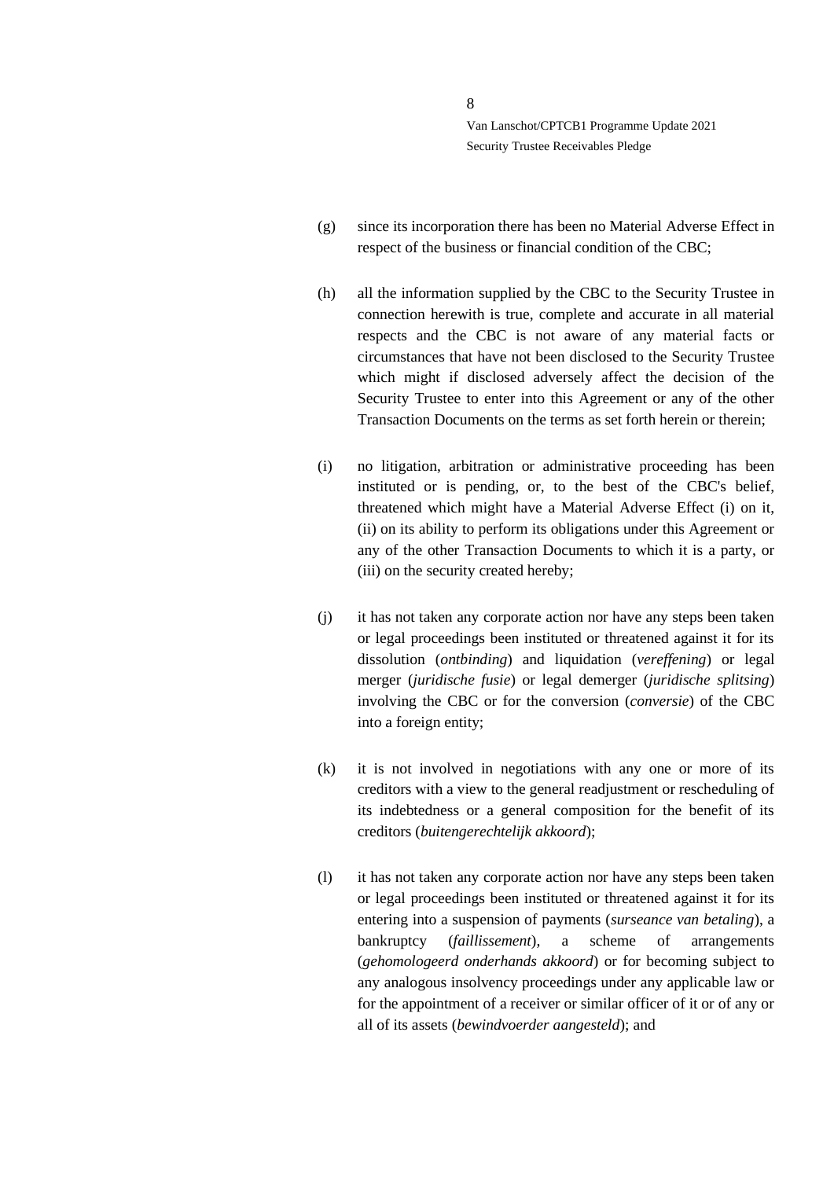(g) since its incorporation there has been no Material Adverse Effect in respect of the business or financial condition of the CBC;

(h) all the information supplied by the CBC to the Security Trustee in connection herewith is true, complete and accurate in all material respects and the CBC is not aware of any material facts or circumstances that have not been disclosed to the Security Trustee which might if disclosed adversely affect the decision of the Security Trustee to enter into this Agreement or any of the other Transaction Documents on the terms as set forth herein or therein;

(i) no litigation, arbitration or administrative proceeding has been instituted or is pending, or, to the best of the CBC's belief, threatened which might have a Material Adverse Effect (i) on it, (ii) on its ability to perform its obligations under this Agreement or any of the other Transaction Documents to which it is a party, or (iii) on the security created hereby;

(j) it has not taken any corporate action nor have any steps been taken or legal proceedings been instituted or threatened against it for its dissolution (*ontbinding*) and liquidation (*vereffening*) or legal merger (*juridische fusie*) or legal demerger (*juridische splitsing*) involving the CBC or for the conversion (*conversie*) of the CBC into a foreign entity;

(k) it is not involved in negotiations with any one or more of its creditors with a view to the general readjustment or rescheduling of its indebtedness or a general composition for the benefit of its creditors (*buitengerechtelijk akkoord*);

(l) it has not taken any corporate action nor have any steps been taken or legal proceedings been instituted or threatened against it for its entering into a suspension of payments (*surseance van betaling*), a bankruptcy (*faillissement*), a scheme of arrangements (*gehomologeerd onderhands akkoord*) or for becoming subject to any analogous insolvency proceedings under any applicable law or for the appointment of a receiver or similar officer of it or of any or all of its assets (*bewindvoerder aangesteld*); and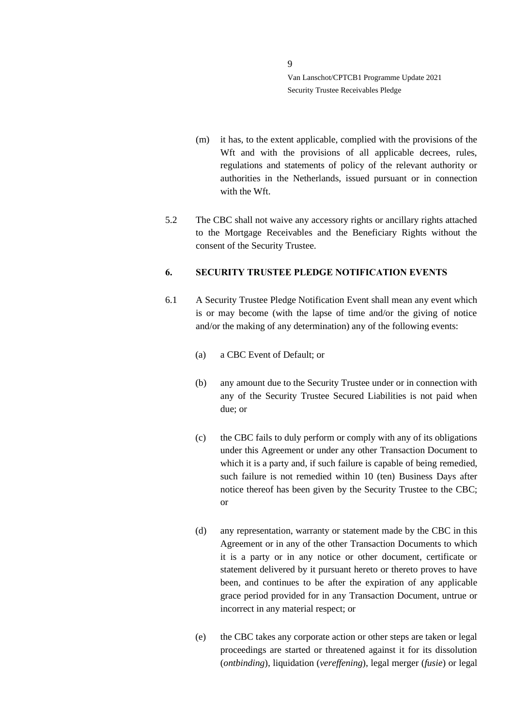(m) it has, to the extent applicable, complied with the provisions of the Wft and with the provisions of all applicable decrees, rules, regulations and statements of policy of the relevant authority or authorities in the Netherlands, issued pursuant or in connection with the Wft.

5.2 The CBC shall not waive any accessory rights or ancillary rights attached to the Mortgage Receivables and the Beneficiary Rights without the consent of the Security Trustee.

## 6. SECURITY TRUSTEE PLEDGE NOTIFICATION EVENTS

6.1 A Security Trustee Pledge Notification Event shall mean any event which is or may become (with the lapse of time and/or the giving of notice and/or the making of any determination) any of the following events:

(a) a CBC Event of Default; or

(b) any amount due to the Security Trustee under or in connection with any of the Security Trustee Secured Liabilities is not paid when due; or

(c) the CBC fails to duly perform or comply with any of its obligations under this Agreement or under any other Transaction Document to which it is a party and, if such failure is capable of being remedied, such failure is not remedied within 10 (ten) Business Days after notice thereof has been given by the Security Trustee to the CBC; or

(d) any representation, warranty or statement made by the CBC in this Agreement or in any of the other Transaction Documents to which it is a party or in any notice or other document, certificate or statement delivered by it pursuant hereto or thereto proves to have been, and continues to be after the expiration of any applicable grace period provided for in any Transaction Document, untrue or incorrect in any material respect; or

(e) the CBC takes any corporate action or other steps are taken or legal proceedings are started or threatened against it for its dissolution (*ontbinding*), liquidation (*vereffening*), legal merger (*fusie*) or legal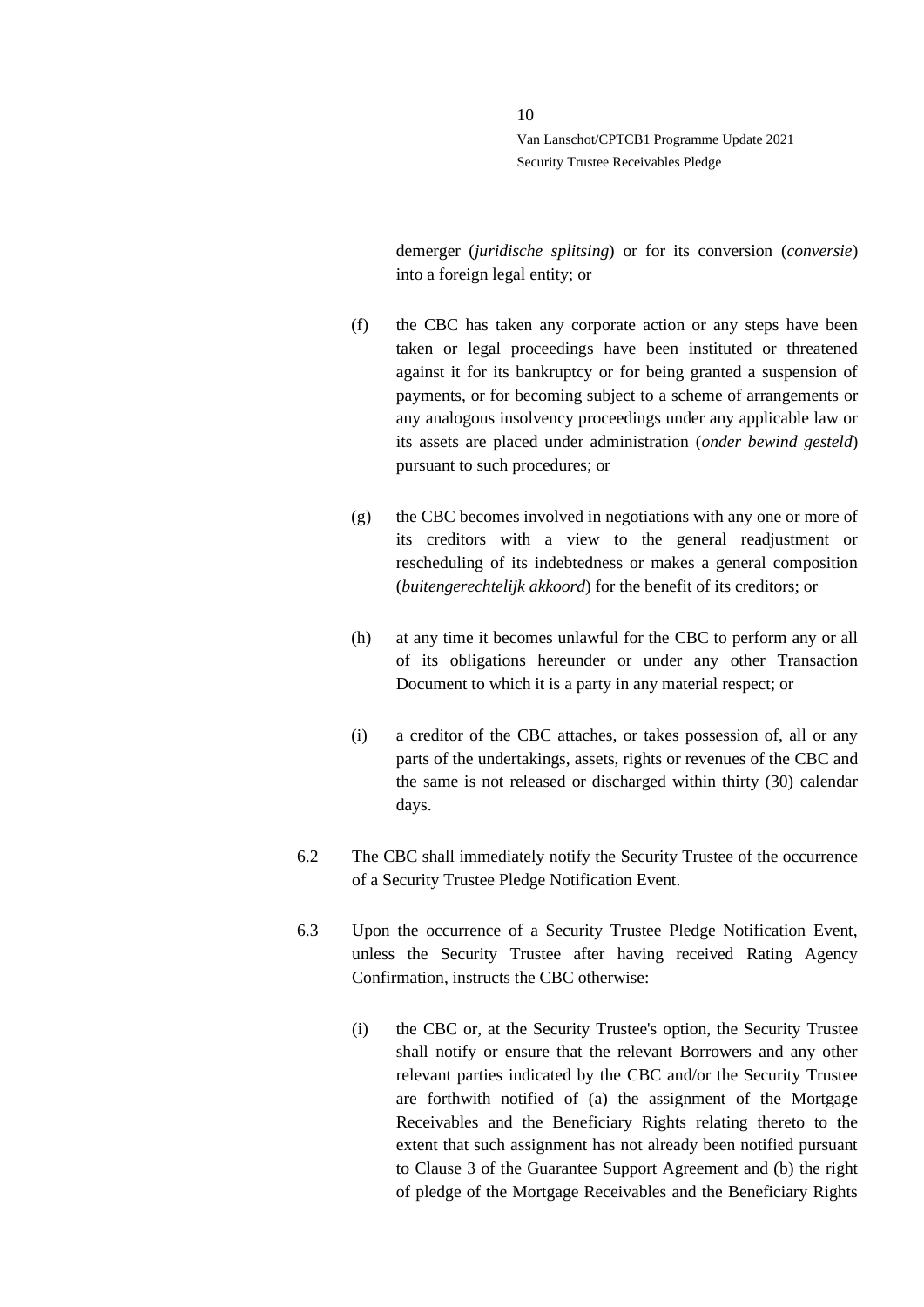demerger (*juridische splitsing*) or for its conversion (*conversie*) into a foreign legal entity; or

(f) the CBC has taken any corporate action or any steps have been taken or legal proceedings have been instituted or threatened against it for its bankruptcy or for being granted a suspension of payments, or for becoming subject to a scheme of arrangements or any analogous insolvency proceedings under any applicable law or its assets are placed under administration (*onder bewind gesteld*) pursuant to such procedures; or

(g) the CBC becomes involved in negotiations with any one or more of its creditors with a view to the general readjustment or rescheduling of its indebtedness or makes a general composition (*buitengerechtelijk akkoord*) for the benefit of its creditors; or

(h) at any time it becomes unlawful for the CBC to perform any or all of its obligations hereunder or under any other Transaction Document to which it is a party in any material respect; or

(i) a creditor of the CBC attaches, or takes possession of, all or any parts of the undertakings, assets, rights or revenues of the CBC and the same is not released or discharged within thirty (30) calendar days.

6.2 The CBC shall immediately notify the Security Trustee of the occurrence of a Security Trustee Pledge Notification Event.

6.3 Upon the occurrence of a Security Trustee Pledge Notification Event, unless the Security Trustee after having received Rating Agency Confirmation, instructs the CBC otherwise:

(i) the CBC or, at the Security Trustee's option, the Security Trustee shall notify or ensure that the relevant Borrowers and any other relevant parties indicated by the CBC and/or the Security Trustee are forthwith notified of (a) the assignment of the Mortgage Receivables and the Beneficiary Rights relating thereto to the extent that such assignment has not already been notified pursuant to Clause 3 of the Guarantee Support Agreement and (b) the right of pledge of the Mortgage Receivables and the Beneficiary Rights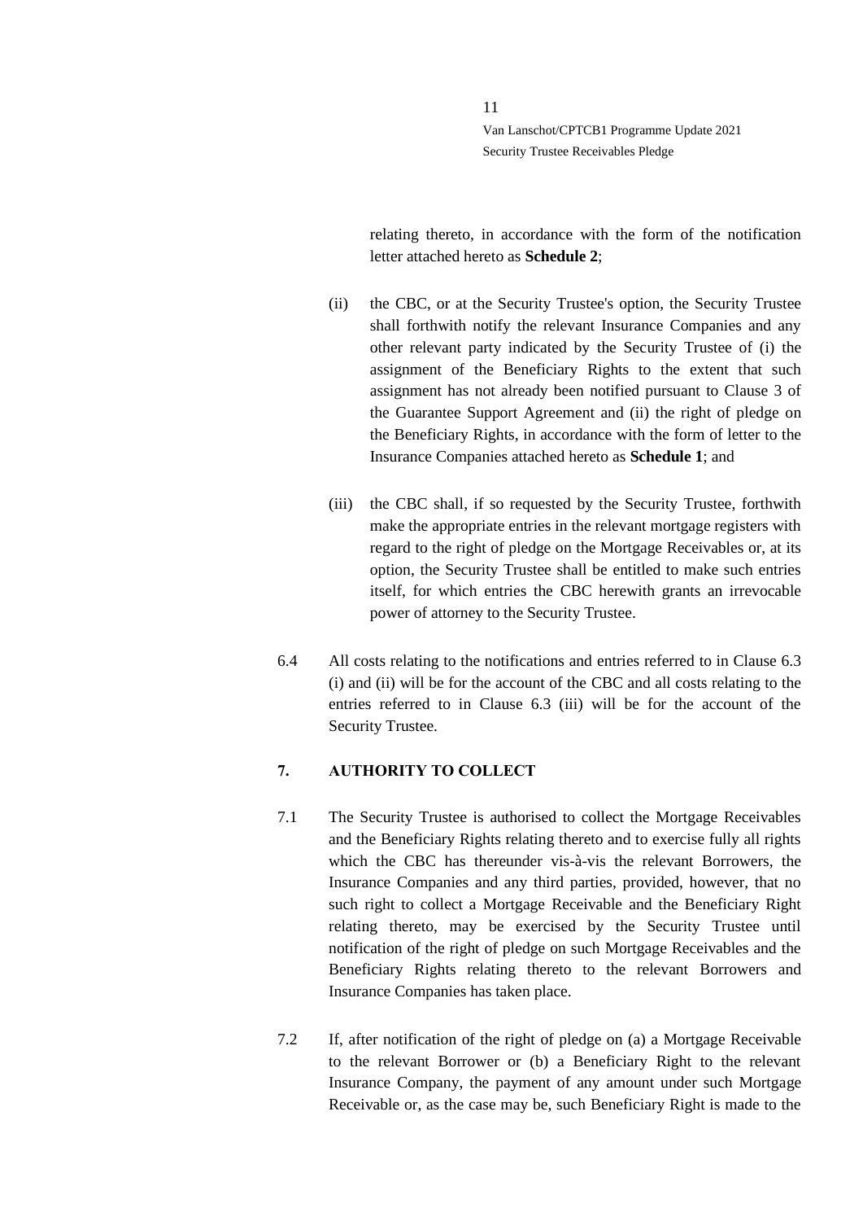relating thereto, in accordance with the form of the notification letter attached hereto as **Schedule 2**;

(ii) the CBC, or at the Security Trustee's option, the Security Trustee shall forthwith notify the relevant Insurance Companies and any other relevant party indicated by the Security Trustee of (i) the assignment of the Beneficiary Rights to the extent that such assignment has not already been notified pursuant to Clause 3 of the Guarantee Support Agreement and (ii) the right of pledge on the Beneficiary Rights, in accordance with the form of letter to the Insurance Companies attached hereto as **Schedule 1**; and

(iii) the CBC shall, if so requested by the Security Trustee, forthwith make the appropriate entries in the relevant mortgage registers with regard to the right of pledge on the Mortgage Receivables or, at its option, the Security Trustee shall be entitled to make such entries itself, for which entries the CBC herewith grants an irrevocable power of attorney to the Security Trustee.

6.4 All costs relating to the notifications and entries referred to in Clause 6.3 (i) and (ii) will be for the account of the CBC and all costs relating to the entries referred to in Clause 6.3 (iii) will be for the account of the Security Trustee.

## 7. AUTHORITY TO COLLECT

7.1 The Security Trustee is authorised to collect the Mortgage Receivables and the Beneficiary Rights relating thereto and to exercise fully all rights which the CBC has thereunder vis-à-vis the relevant Borrowers, the Insurance Companies and any third parties, provided, however, that no such right to collect a Mortgage Receivable and the Beneficiary Right relating thereto, may be exercised by the Security Trustee until notification of the right of pledge on such Mortgage Receivables and the Beneficiary Rights relating thereto to the relevant Borrowers and Insurance Companies has taken place.

7.2 If, after notification of the right of pledge on (a) a Mortgage Receivable to the relevant Borrower or (b) a Beneficiary Right to the relevant Insurance Company, the payment of any amount under such Mortgage Receivable or, as the case may be, such Beneficiary Right is made to the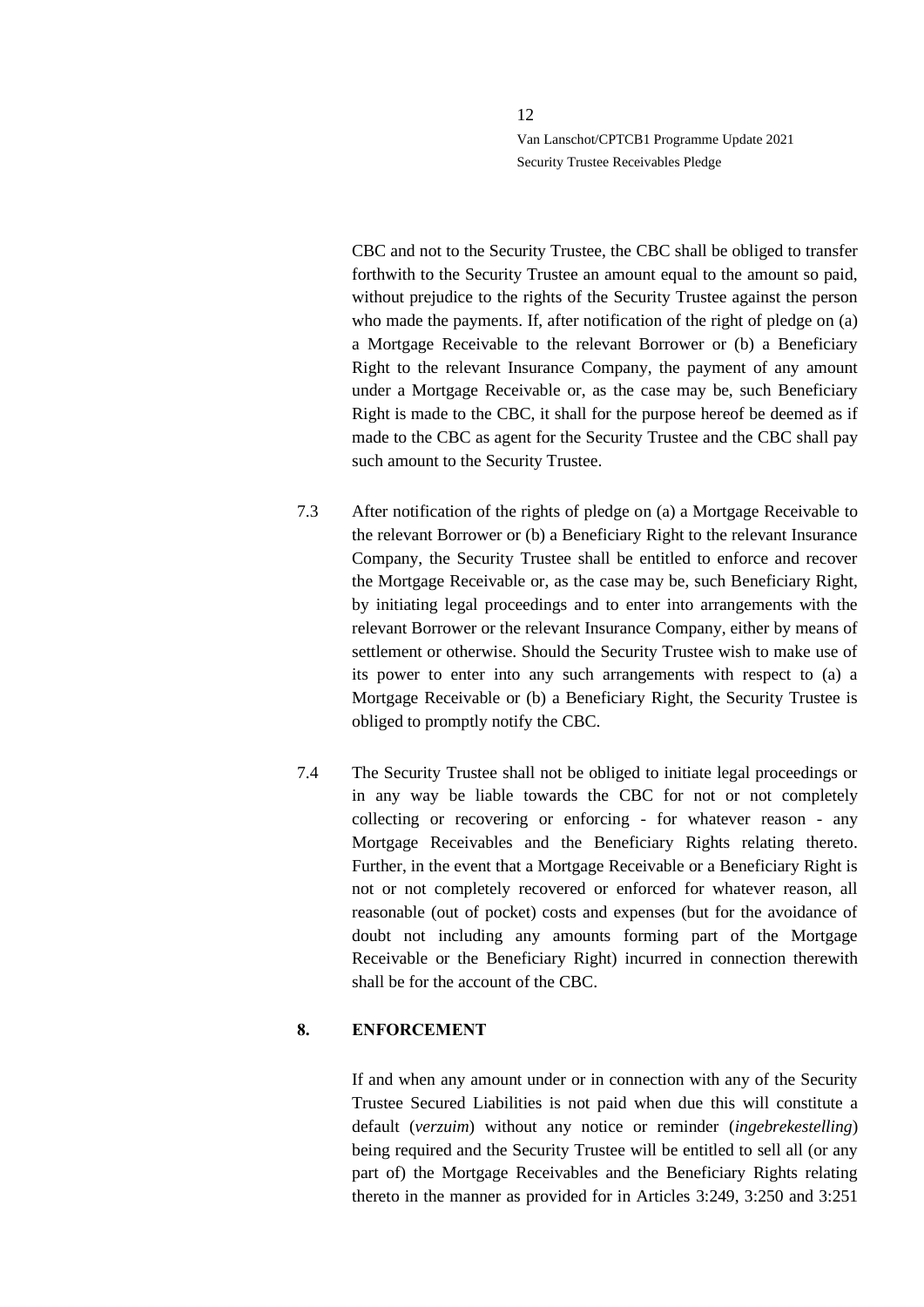CBC and not to the Security Trustee, the CBC shall be obliged to transfer forthwith to the Security Trustee an amount equal to the amount so paid, without prejudice to the rights of the Security Trustee against the person who made the payments. If, after notification of the right of pledge on (a) a Mortgage Receivable to the relevant Borrower or (b) a Beneficiary Right to the relevant Insurance Company, the payment of any amount under a Mortgage Receivable or, as the case may be, such Beneficiary Right is made to the CBC, it shall for the purpose hereof be deemed as if made to the CBC as agent for the Security Trustee and the CBC shall pay such amount to the Security Trustee.

7.3 After notification of the rights of pledge on (a) a Mortgage Receivable to the relevant Borrower or (b) a Beneficiary Right to the relevant Insurance Company, the Security Trustee shall be entitled to enforce and recover the Mortgage Receivable or, as the case may be, such Beneficiary Right, by initiating legal proceedings and to enter into arrangements with the relevant Borrower or the relevant Insurance Company, either by means of settlement or otherwise. Should the Security Trustee wish to make use of its power to enter into any such arrangements with respect to (a) a Mortgage Receivable or (b) a Beneficiary Right, the Security Trustee is obliged to promptly notify the CBC.

7.4 The Security Trustee shall not be obliged to initiate legal proceedings or in any way be liable towards the CBC for not or not completely collecting or recovering or enforcing - for whatever reason - any Mortgage Receivables and the Beneficiary Rights relating thereto. Further, in the event that a Mortgage Receivable or a Beneficiary Right is not or not completely recovered or enforced for whatever reason, all reasonable (out of pocket) costs and expenses (but for the avoidance of doubt not including any amounts forming part of the Mortgage Receivable or the Beneficiary Right) incurred in connection therewith shall be for the account of the CBC.

## 8. ENFORCEMENT

If and when any amount under or in connection with any of the Security Trustee Secured Liabilities is not paid when due this will constitute a default (*verzuim*) without any notice or reminder (*ingebrekestelling*) being required and the Security Trustee will be entitled to sell all (or any part of) the Mortgage Receivables and the Beneficiary Rights relating thereto in the manner as provided for in Articles 3:249, 3:250 and 3:251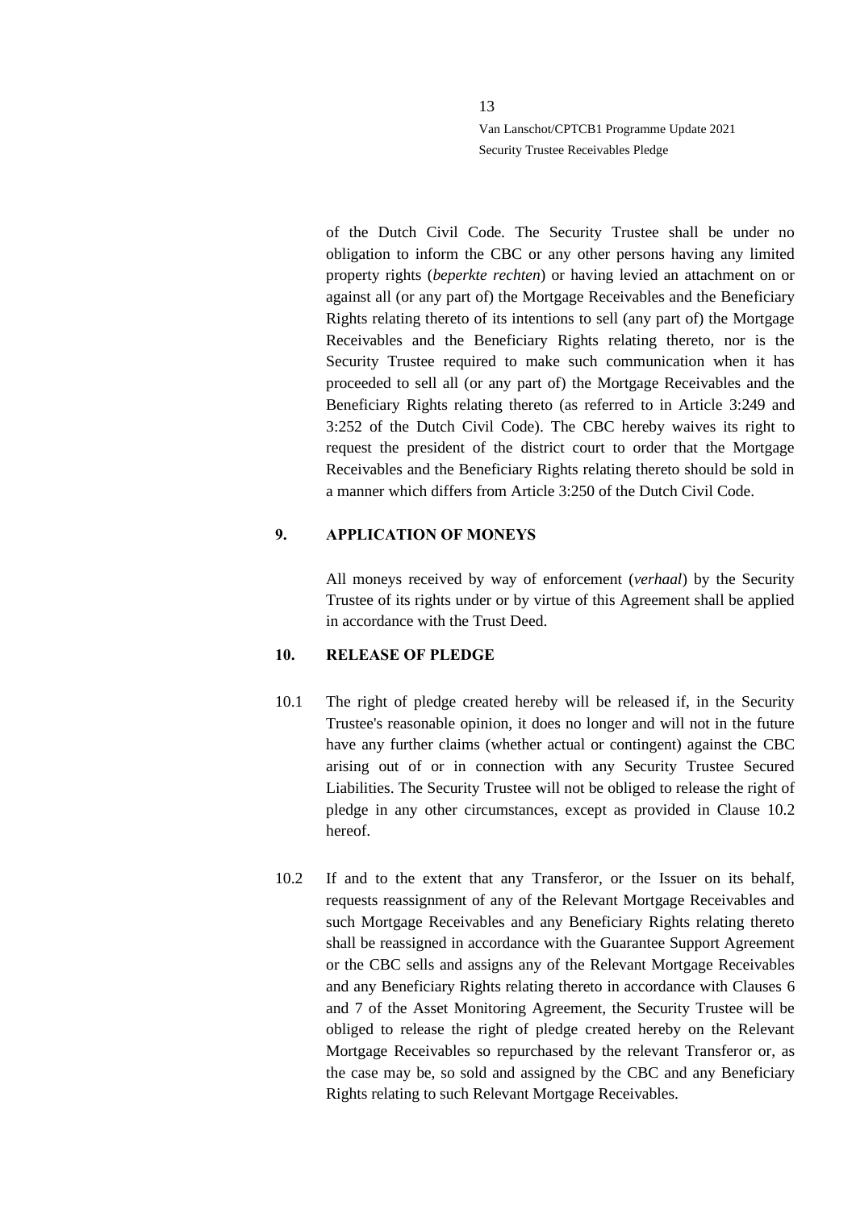of the Dutch Civil Code. The Security Trustee shall be under no obligation to inform the CBC or any other persons having any limited property rights (*beperkte rechten*) or having levied an attachment on or against all (or any part of) the Mortgage Receivables and the Beneficiary Rights relating thereto of its intentions to sell (any part of) the Mortgage Receivables and the Beneficiary Rights relating thereto, nor is the Security Trustee required to make such communication when it has proceeded to sell all (or any part of) the Mortgage Receivables and the Beneficiary Rights relating thereto (as referred to in Article 3:249 and 3:252 of the Dutch Civil Code). The CBC hereby waives its right to request the president of the district court to order that the Mortgage Receivables and the Beneficiary Rights relating thereto should be sold in a manner which differs from Article 3:250 of the Dutch Civil Code.

## 9. APPLICATION OF MONEYS

All moneys received by way of enforcement (*verhaal*) by the Security Trustee of its rights under or by virtue of this Agreement shall be applied in accordance with the Trust Deed.

## 10. RELEASE OF PLEDGE

10.1 The right of pledge created hereby will be released if, in the Security Trustee's reasonable opinion, it does no longer and will not in the future have any further claims (whether actual or contingent) against the CBC arising out of or in connection with any Security Trustee Secured Liabilities. The Security Trustee will not be obliged to release the right of pledge in any other circumstances, except as provided in Clause 10.2 hereof.

10.2 If and to the extent that any Transferor, or the Issuer on its behalf, requests reassignment of any of the Relevant Mortgage Receivables and such Mortgage Receivables and any Beneficiary Rights relating thereto shall be reassigned in accordance with the Guarantee Support Agreement or the CBC sells and assigns any of the Relevant Mortgage Receivables and any Beneficiary Rights relating thereto in accordance with Clauses 6 and 7 of the Asset Monitoring Agreement, the Security Trustee will be obliged to release the right of pledge created hereby on the Relevant Mortgage Receivables so repurchased by the relevant Transferor or, as the case may be, so sold and assigned by the CBC and any Beneficiary Rights relating to such Relevant Mortgage Receivables.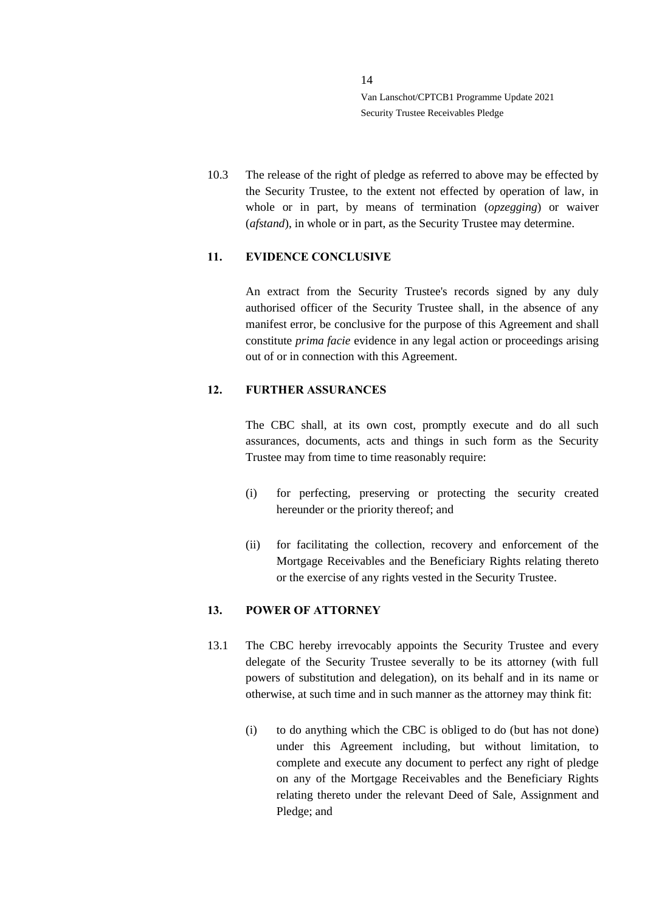10.3 The release of the right of pledge as referred to above may be effected by the Security Trustee, to the extent not effected by operation of law, in whole or in part, by means of termination (*opzegging*) or waiver (*afstand*), in whole or in part, as the Security Trustee may determine.

## 11. EVIDENCE CONCLUSIVE

An extract from the Security Trustee's records signed by any duly authorised officer of the Security Trustee shall, in the absence of any manifest error, be conclusive for the purpose of this Agreement and shall constitute *prima facie* evidence in any legal action or proceedings arising out of or in connection with this Agreement.

## 12. FURTHER ASSURANCES

The CBC shall, at its own cost, promptly execute and do all such assurances, documents, acts and things in such form as the Security Trustee may from time to time reasonably require:

(i) for perfecting, preserving or protecting the security created hereunder or the priority thereof; and

(ii) for facilitating the collection, recovery and enforcement of the Mortgage Receivables and the Beneficiary Rights relating thereto or the exercise of any rights vested in the Security Trustee.

## 13. POWER OF ATTORNEY

13.1 The CBC hereby irrevocably appoints the Security Trustee and every delegate of the Security Trustee severally to be its attorney (with full powers of substitution and delegation), on its behalf and in its name or otherwise, at such time and in such manner as the attorney may think fit:

(i) to do anything which the CBC is obliged to do (but has not done) under this Agreement including, but without limitation, to complete and execute any document to perfect any right of pledge on any of the Mortgage Receivables and the Beneficiary Rights relating thereto under the relevant Deed of Sale, Assignment and Pledge; and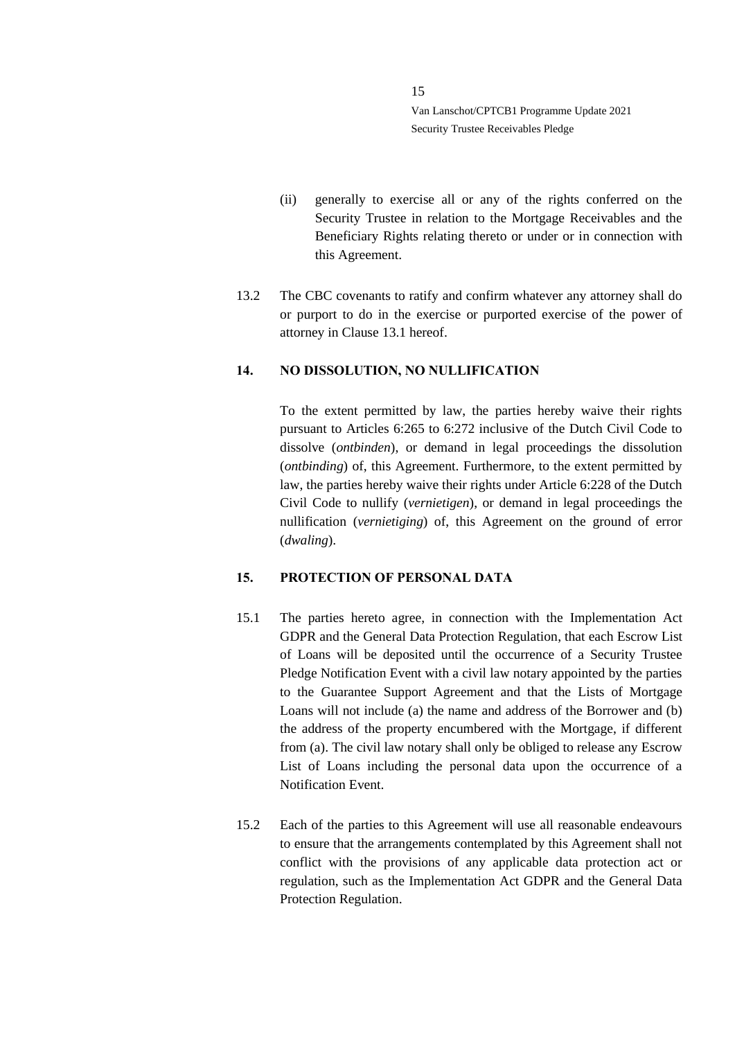(ii) generally to exercise all or any of the rights conferred on the Security Trustee in relation to the Mortgage Receivables and the Beneficiary Rights relating thereto or under or in connection with this Agreement.

13.2 The CBC covenants to ratify and confirm whatever any attorney shall do or purport to do in the exercise or purported exercise of the power of attorney in Clause 13.1 hereof.

## 14. NO DISSOLUTION, NO NULLIFICATION

To the extent permitted by law, the parties hereby waive their rights pursuant to Articles 6:265 to 6:272 inclusive of the Dutch Civil Code to dissolve (*ontbinden*), or demand in legal proceedings the dissolution (*ontbinding*) of, this Agreement. Furthermore, to the extent permitted by law, the parties hereby waive their rights under Article 6:228 of the Dutch Civil Code to nullify (*vernietigen*), or demand in legal proceedings the nullification (*vernietiging*) of, this Agreement on the ground of error (*dwaling*).

## 15. PROTECTION OF PERSONAL DATA

15.1 The parties hereto agree, in connection with the Implementation Act GDPR and the General Data Protection Regulation, that each Escrow List of Loans will be deposited until the occurrence of a Security Trustee Pledge Notification Event with a civil law notary appointed by the parties to the Guarantee Support Agreement and that the Lists of Mortgage Loans will not include (a) the name and address of the Borrower and (b) the address of the property encumbered with the Mortgage, if different from (a). The civil law notary shall only be obliged to release any Escrow List of Loans including the personal data upon the occurrence of a Notification Event.

15.2 Each of the parties to this Agreement will use all reasonable endeavours to ensure that the arrangements contemplated by this Agreement shall not conflict with the provisions of any applicable data protection act or regulation, such as the Implementation Act GDPR and the General Data Protection Regulation.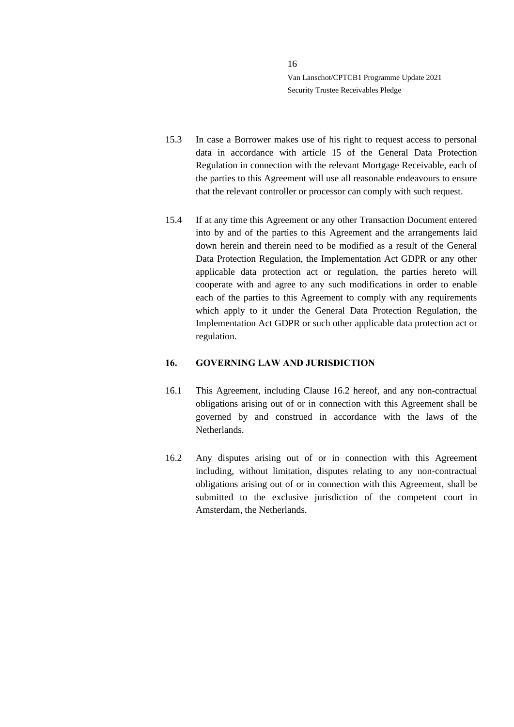15.3 In case a Borrower makes use of his right to request access to personal data in accordance with article 15 of the General Data Protection Regulation in connection with the relevant Mortgage Receivable, each of the parties to this Agreement will use all reasonable endeavours to ensure that the relevant controller or processor can comply with such request.

15.4 If at any time this Agreement or any other Transaction Document entered into by and of the parties to this Agreement and the arrangements laid down herein and therein need to be modified as a result of the General Data Protection Regulation, the Implementation Act GDPR or any other applicable data protection act or regulation, the parties hereto will cooperate with and agree to any such modifications in order to enable each of the parties to this Agreement to comply with any requirements which apply to it under the General Data Protection Regulation, the Implementation Act GDPR or such other applicable data protection act or regulation.

## 16. GOVERNING LAW AND JURISDICTION

16.1 This Agreement, including Clause 16.2 hereof, and any non-contractual obligations arising out of or in connection with this Agreement shall be governed by and construed in accordance with the laws of the Netherlands.

16.2 Any disputes arising out of or in connection with this Agreement including, without limitation, disputes relating to any non-contractual obligations arising out of or in connection with this Agreement, shall be submitted to the exclusive jurisdiction of the competent court in Amsterdam, the Netherlands.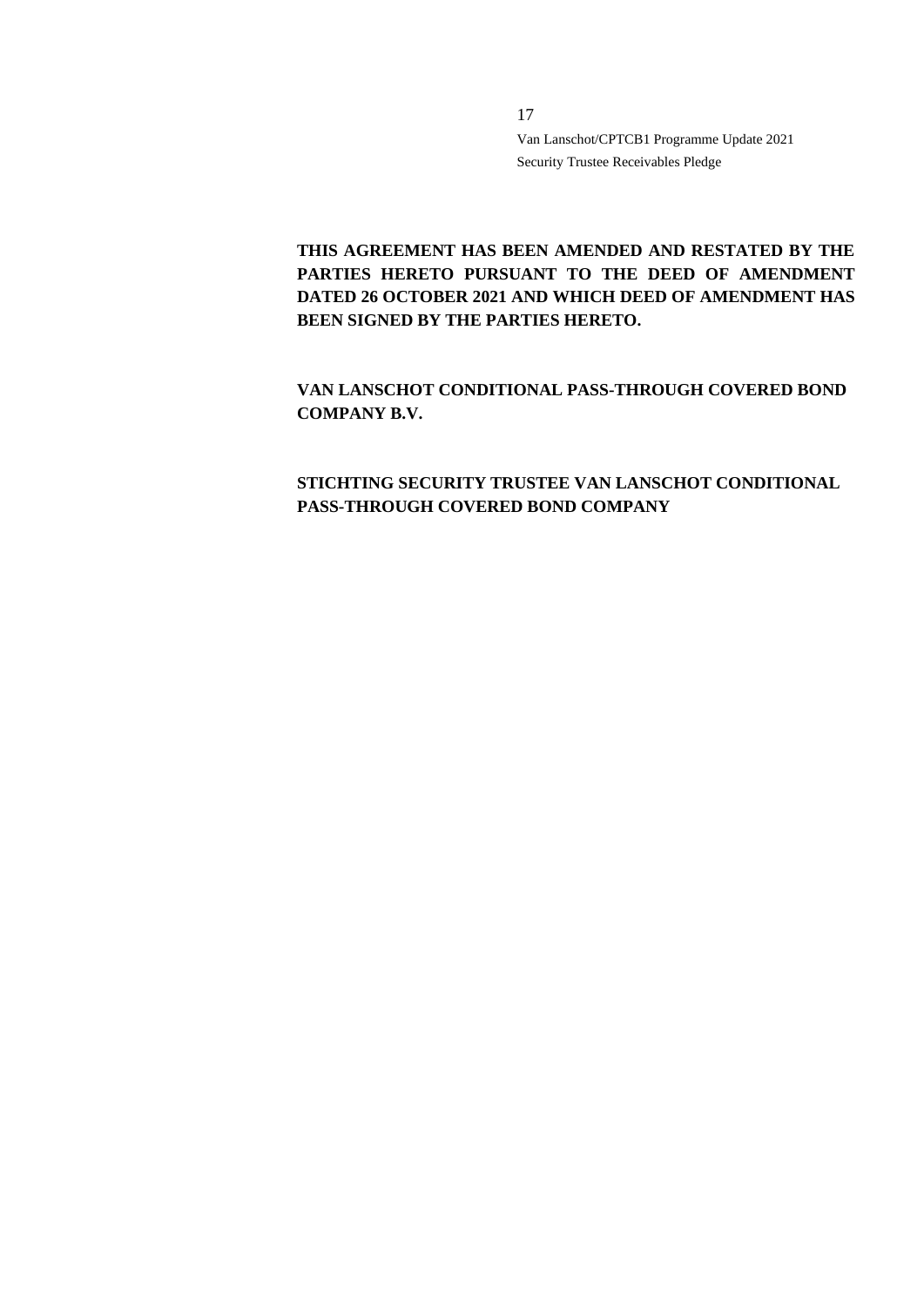**THIS AGREEMENT HAS BEEN AMENDED AND RESTATED BY THE PARTIES HERETO PURSUANT TO THE DEED OF AMENDMENT DATED 26 OCTOBER 2021 AND WHICH DEED OF AMENDMENT HAS BEEN SIGNED BY THE PARTIES HERETO.**

**VAN LANSCHOT CONDITIONAL PASS-THROUGH COVERED BOND COMPANY B.V.**

**STICHTING SECURITY TRUSTEE VAN LANSCHOT CONDITIONAL PASS-THROUGH COVERED BOND COMPANY**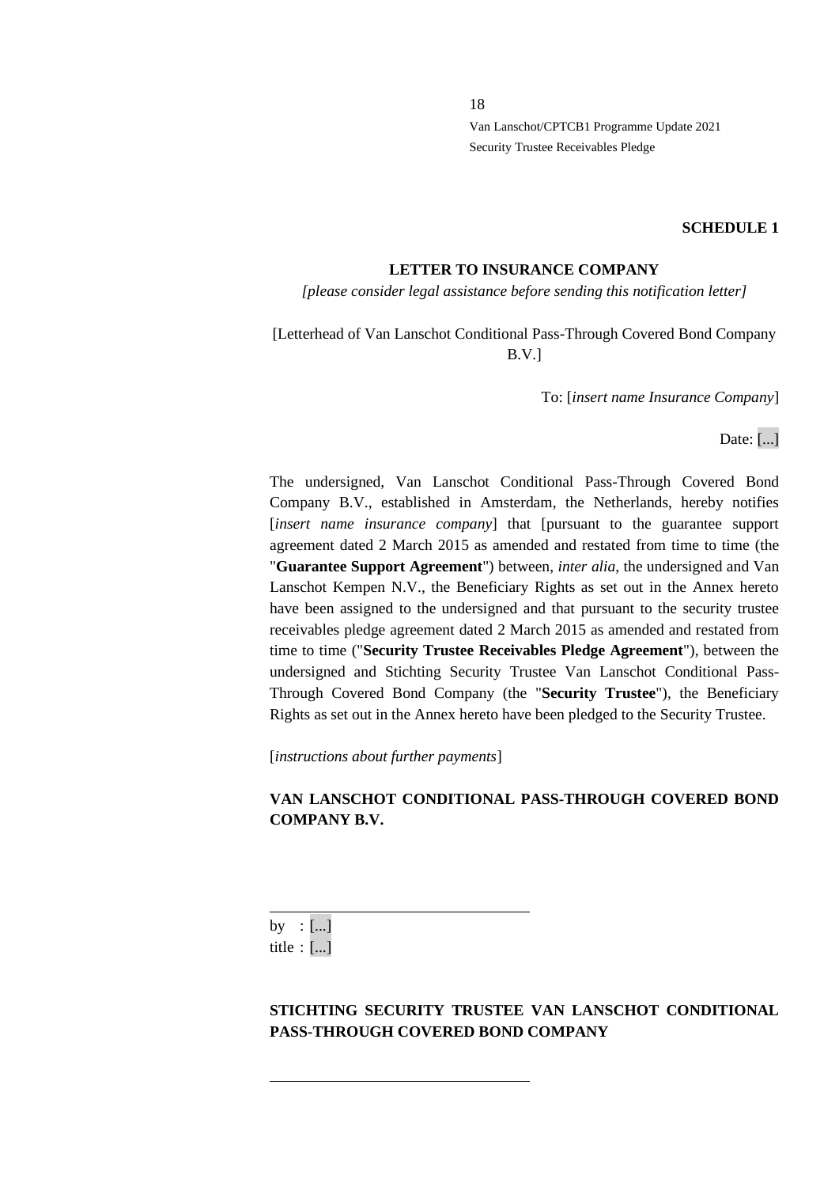**SCHEDULE 1**

**LETTER TO INSURANCE COMPANY**

*[please consider legal assistance before sending this notification letter]*

[Letterhead of Van Lanschot Conditional Pass-Through Covered Bond Company B.V.]

To: [*insert name Insurance Company*]

Date: [...]

The undersigned, Van Lanschot Conditional Pass-Through Covered Bond Company B.V., established in Amsterdam, the Netherlands, hereby notifies [*insert name insurance company*] that [pursuant to the guarantee support agreement dated 2 March 2015 as amended and restated from time to time (the "**Guarantee Support Agreement**") between, *inter alia*, the undersigned and Van Lanschot Kempen N.V., the Beneficiary Rights as set out in the Annex hereto have been assigned to the undersigned and that pursuant to the security trustee receivables pledge agreement dated 2 March 2015 as amended and restated from time to time ("**Security Trustee Receivables Pledge Agreement**"), between the undersigned and Stichting Security Trustee Van Lanschot Conditional Pass-Through Covered Bond Company (the "**Security Trustee**"), the Beneficiary Rights as set out in the Annex hereto have been pledged to the Security Trustee.

[*instructions about further payments*]

**VAN LANSCHOT CONDITIONAL PASS-THROUGH COVERED BOND COMPANY B.V.**

\_\_\_\_\_\_\_\_\_\_\_\_\_\_\_\_\_\_\_\_\_\_\_\_\_\_\_\_\_\_

by : [...]
title : [...]

**STICHTING SECURITY TRUSTEE VAN LANSCHOT CONDITIONAL PASS-THROUGH COVERED BOND COMPANY**

\_\_\_\_\_\_\_\_\_\_\_\_\_\_\_\_\_\_\_\_\_\_\_\_\_\_\_\_\_\_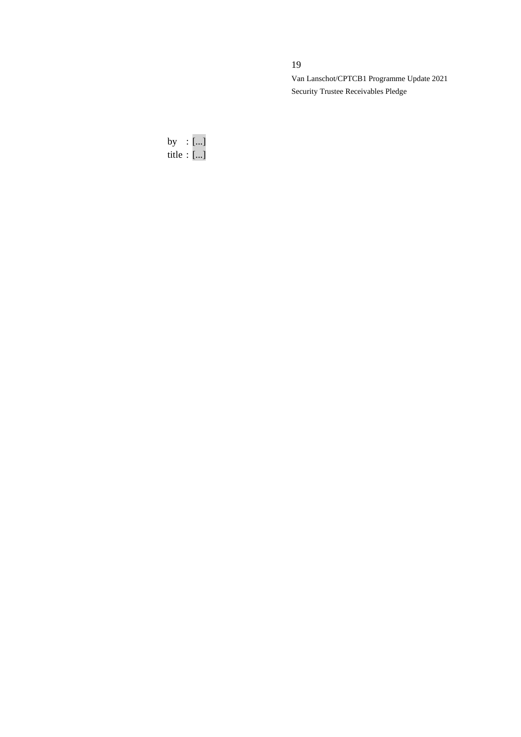by : [...]
title : [...]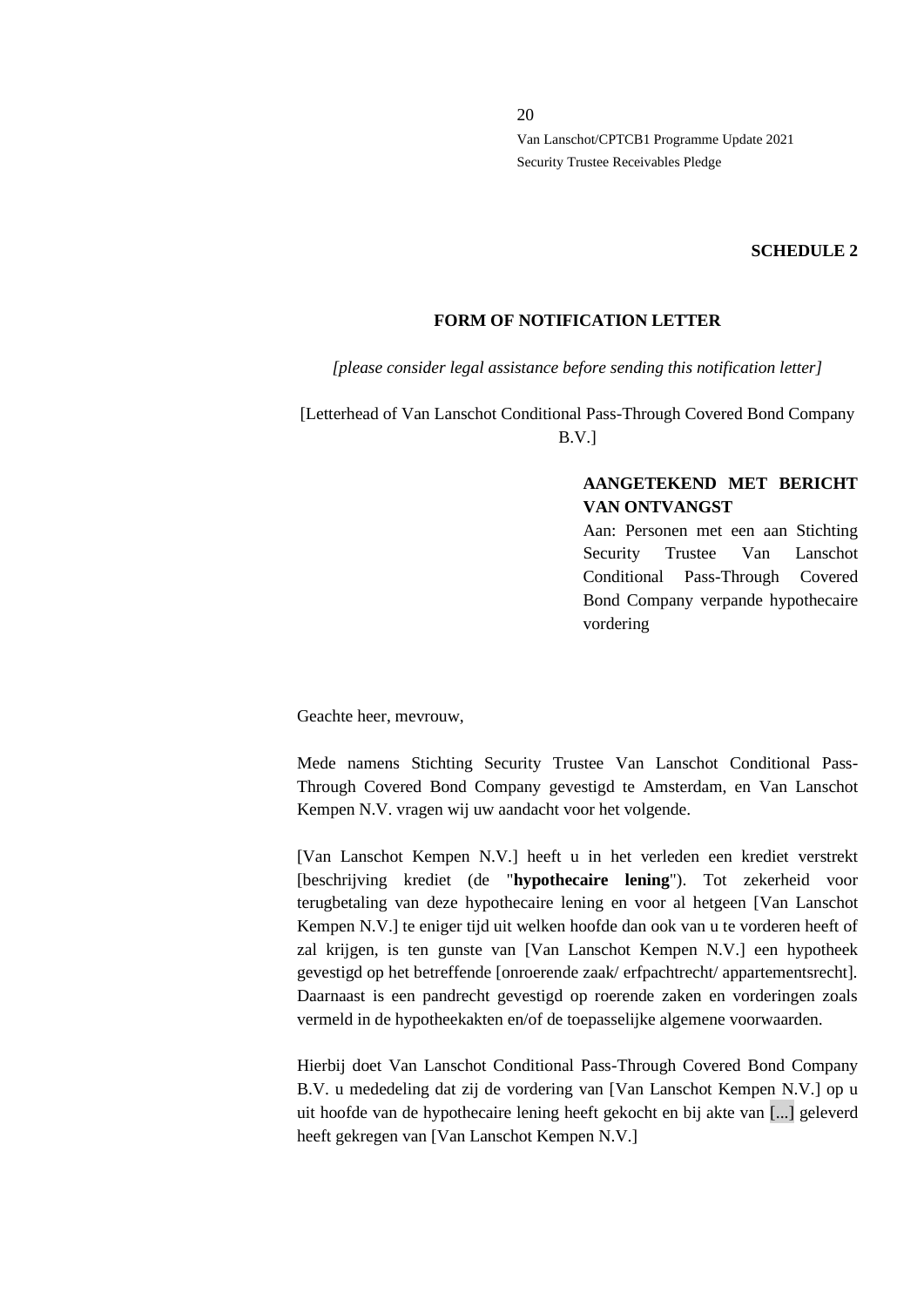**SCHEDULE 2**

**FORM OF NOTIFICATION LETTER**

*[please consider legal assistance before sending this notification letter]*

[Letterhead of Van Lanschot Conditional Pass-Through Covered Bond Company B.V.]

**AANGETEKEND MET BERICHT VAN ONTVANGST**

Aan: Personen met een aan Stichting Security Trustee Van Lanschot Conditional Pass-Through Covered Bond Company verpande hypothecaire vordering

Geachte heer, mevrouw,

Mede namens Stichting Security Trustee Van Lanschot Conditional Pass-Through Covered Bond Company gevestigd te Amsterdam, en Van Lanschot Kempen N.V. vragen wij uw aandacht voor het volgende.

[Van Lanschot Kempen N.V.] heeft u in het verleden een krediet verstrekt [beschrijving krediet (de "**hypothecaire lening**"). Tot zekerheid voor terugbetaling van deze hypothecaire lening en voor al hetgeen [Van Lanschot Kempen N.V.] te eniger tijd uit welken hoofde dan ook van u te vorderen heeft of zal krijgen, is ten gunste van [Van Lanschot Kempen N.V.] een hypotheek gevestigd op het betreffende [onroerende zaak/ erfpachtrecht/ appartementsrecht]. Daarnaast is een pandrecht gevestigd op roerende zaken en vorderingen zoals vermeld in de hypotheekakten en/of de toepasselijke algemene voorwaarden.

Hierbij doet Van Lanschot Conditional Pass-Through Covered Bond Company B.V. u mededeling dat zij de vordering van [Van Lanschot Kempen N.V.] op u uit hoofde van de hypothecaire lening heeft gekocht en bij akte van [...] geleverd heeft gekregen van [Van Lanschot Kempen N.V.]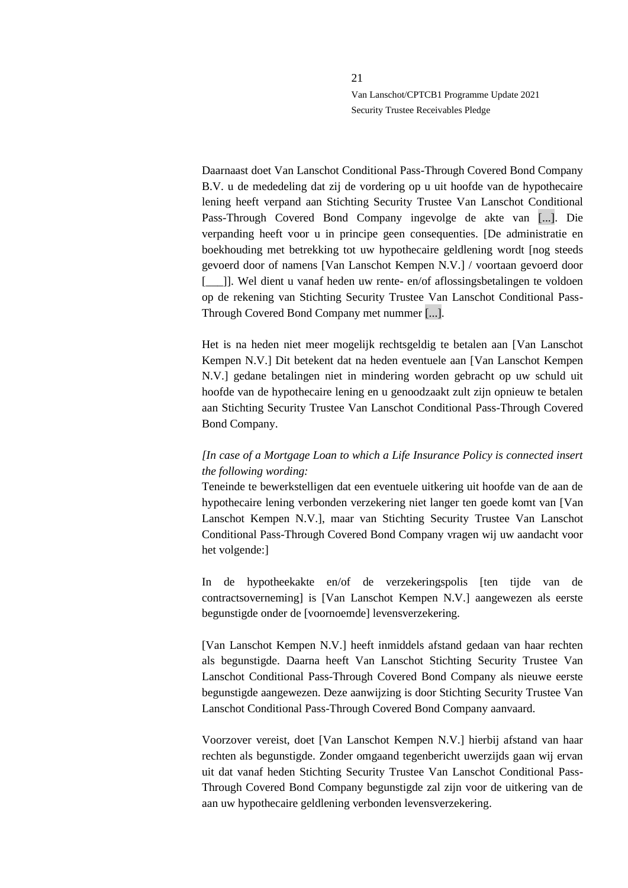Daarnaast doet Van Lanschot Conditional Pass-Through Covered Bond Company B.V. u de mededeling dat zij de vordering op u uit hoofde van de hypothecaire lening heeft verpand aan Stichting Security Trustee Van Lanschot Conditional Pass-Through Covered Bond Company ingevolge de akte van [...]. Die verpanding heeft voor u in principe geen consequenties. [De administratie en boekhouding met betrekking tot uw hypothecaire geldlening wordt [nog steeds gevoerd door of namens [Van Lanschot Kempen N.V.] / voortaan gevoerd door [___]]. Wel dient u vanaf heden uw rente- en/of aflossingsbetalingen te voldoen op de rekening van Stichting Security Trustee Van Lanschot Conditional Pass-Through Covered Bond Company met nummer [...].

Het is na heden niet meer mogelijk rechtsgeldig te betalen aan [Van Lanschot Kempen N.V.] Dit betekent dat na heden eventuele aan [Van Lanschot Kempen N.V.] gedane betalingen niet in mindering worden gebracht op uw schuld uit hoofde van de hypothecaire lening en u genoodzaakt zult zijn opnieuw te betalen aan Stichting Security Trustee Van Lanschot Conditional Pass-Through Covered Bond Company.

*[In case of a Mortgage Loan to which a Life Insurance Policy is connected insert the following wording:*
Teneinde te bewerkstelligen dat een eventuele uitkering uit hoofde van de aan de hypothecaire lening verbonden verzekering niet langer ten goede komt van [Van Lanschot Kempen N.V.], maar van Stichting Security Trustee Van Lanschot Conditional Pass-Through Covered Bond Company vragen wij uw aandacht voor het volgende:]

In de hypotheekakte en/of de verzekeringspolis [ten tijde van de contractsoverneming] is [Van Lanschot Kempen N.V.] aangewezen als eerste begunstigde onder de [voornoemde] levensverzekering.

[Van Lanschot Kempen N.V.] heeft inmiddels afstand gedaan van haar rechten als begunstigde. Daarna heeft Van Lanschot Stichting Security Trustee Van Lanschot Conditional Pass-Through Covered Bond Company als nieuwe eerste begunstigde aangewezen. Deze aanwijzing is door Stichting Security Trustee Van Lanschot Conditional Pass-Through Covered Bond Company aanvaard.

Voorzover vereist, doet [Van Lanschot Kempen N.V.] hierbij afstand van haar rechten als begunstigde. Zonder omgaand tegenbericht uwerzijds gaan wij ervan uit dat vanaf heden Stichting Security Trustee Van Lanschot Conditional Pass-Through Covered Bond Company begunstigde zal zijn voor de uitkering van de aan uw hypothecaire geldlening verbonden levensverzekering.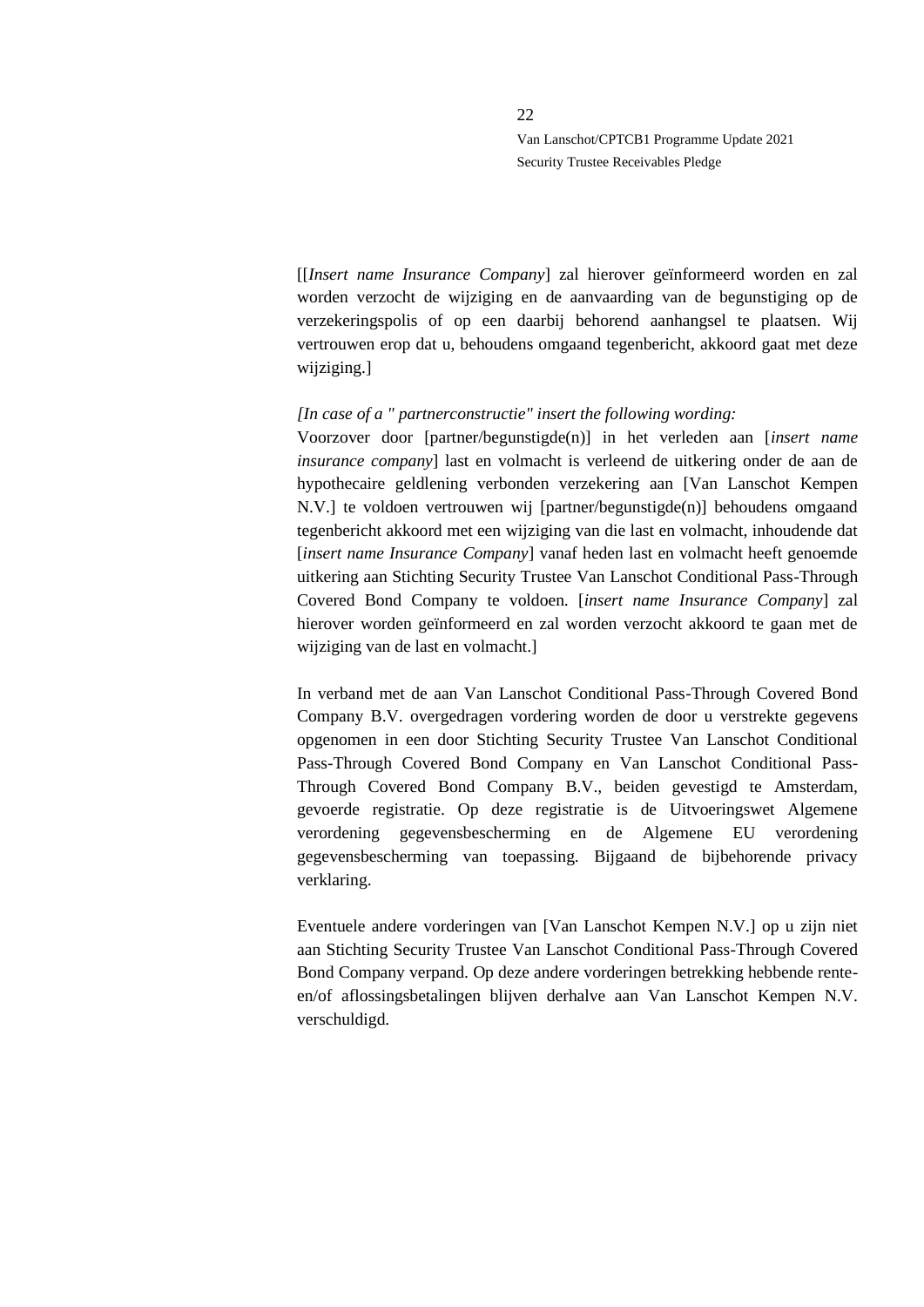[[*Insert name Insurance Company*] zal hierover geïnformeerd worden en zal worden verzocht de wijziging en de aanvaarding van de begunstiging op de verzekeringspolis of op een daarbij behorend aanhangsel te plaatsen. Wij vertrouwen erop dat u, behoudens omgaand tegenbericht, akkoord gaat met deze wijziging.]

*[In case of a " partnerconstructie" insert the following wording:*
Voorzover door [partner/begunstigde(n)] in het verleden aan [*insert name insurance company*] last en volmacht is verleend de uitkering onder de aan de hypothecaire geldlening verbonden verzekering aan [Van Lanschot Kempen N.V.] te voldoen vertrouwen wij [partner/begunstigde(n)] behoudens omgaand tegenbericht akkoord met een wijziging van die last en volmacht, inhoudende dat [*insert name Insurance Company*] vanaf heden last en volmacht heeft genoemde uitkering aan Stichting Security Trustee Van Lanschot Conditional Pass-Through Covered Bond Company te voldoen. [*insert name Insurance Company*] zal hierover worden geïnformeerd en zal worden verzocht akkoord te gaan met de wijziging van de last en volmacht.]

In verband met de aan Van Lanschot Conditional Pass-Through Covered Bond Company B.V. overgedragen vordering worden de door u verstrekte gegevens opgenomen in een door Stichting Security Trustee Van Lanschot Conditional Pass-Through Covered Bond Company en Van Lanschot Conditional Pass-Through Covered Bond Company B.V., beiden gevestigd te Amsterdam, gevoerde registratie. Op deze registratie is de Uitvoeringswet Algemene verordening gegevensbescherming en de Algemene EU verordening gegevensbescherming van toepassing. Bijgaand de bijbehorende privacy verklaring.

Eventuele andere vorderingen van [Van Lanschot Kempen N.V.] op u zijn niet aan Stichting Security Trustee Van Lanschot Conditional Pass-Through Covered Bond Company verpand. Op deze andere vorderingen betrekking hebbende rente- en/of aflossingsbetalingen blijven derhalve aan Van Lanschot Kempen N.V. verschuldigd.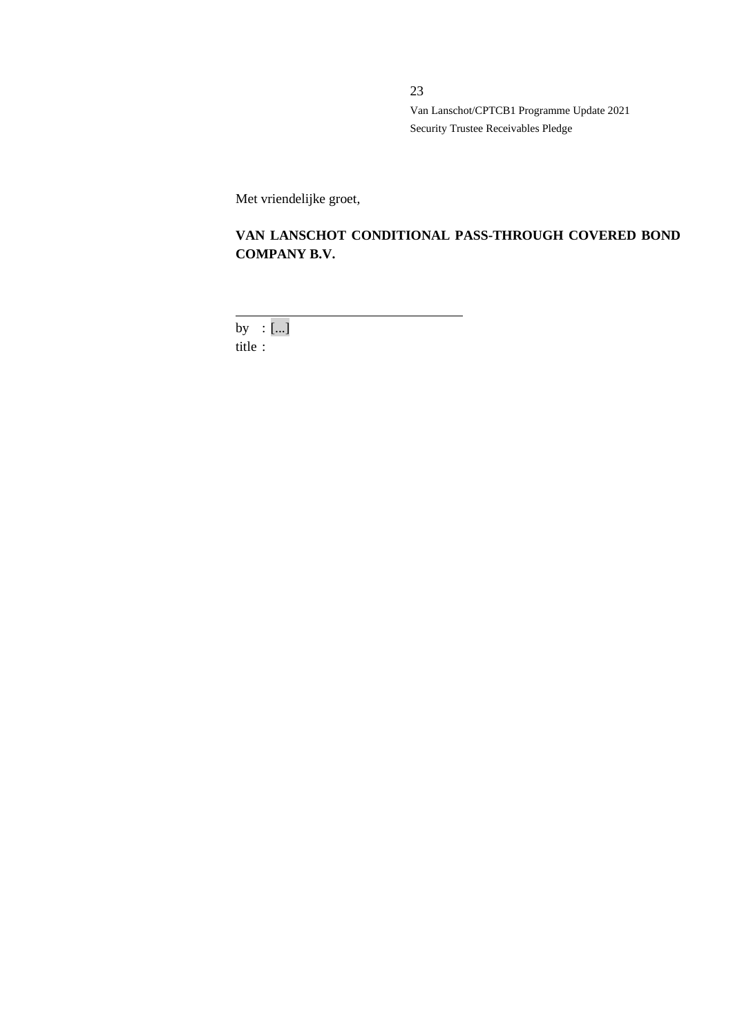Met vriendelijke groet,

**VAN LANSCHOT CONDITIONAL PASS-THROUGH COVERED BOND COMPANY B.V.**

\_\_\_\_\_\_\_\_\_\_\_\_\_\_\_\_\_\_\_\_\_\_\_\_\_\_\_\_\_\_\_\_\_\_

by : [...]

title :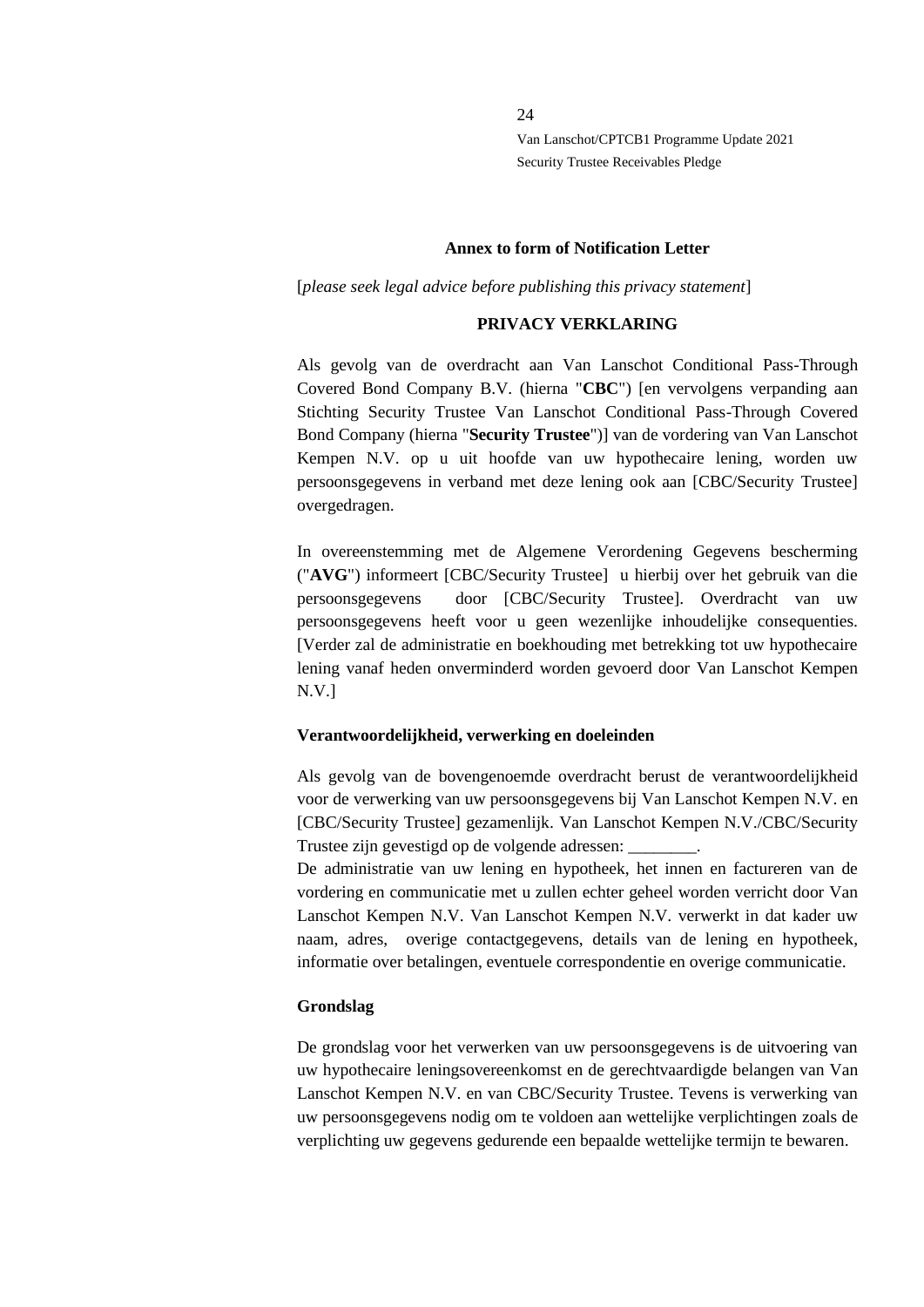**Annex to form of Notification Letter**

[*please seek legal advice before publishing this privacy statement*]

**PRIVACY VERKLARING**

Als gevolg van de overdracht aan Van Lanschot Conditional Pass-Through Covered Bond Company B.V. (hierna "**CBC**") [en vervolgens verpanding aan Stichting Security Trustee Van Lanschot Conditional Pass-Through Covered Bond Company (hierna "**Security Trustee**")] van de vordering van Van Lanschot Kempen N.V. op u uit hoofde van uw hypothecaire lening, worden uw persoonsgegevens in verband met deze lening ook aan [CBC/Security Trustee] overgedragen.

In overeenstemming met de Algemene Verordening Gegevens bescherming ("**AVG**") informeert [CBC/Security Trustee] u hierbij over het gebruik van die persoonsgegevens door [CBC/Security Trustee]. Overdracht van uw persoonsgegevens heeft voor u geen wezenlijke inhoudelijke consequenties. [Verder zal de administratie en boekhouding met betrekking tot uw hypothecaire lening vanaf heden onverminderd worden gevoerd door Van Lanschot Kempen N.V.]

**Verantwoordelijkheid, verwerking en doeleinden**

Als gevolg van de bovengenoemde overdracht berust de verantwoordelijkheid voor de verwerking van uw persoonsgegevens bij Van Lanschot Kempen N.V. en [CBC/Security Trustee] gezamenlijk. Van Lanschot Kempen N.V./CBC/Security Trustee zijn gevestigd op de volgende adressen: ________.

De administratie van uw lening en hypotheek, het innen en factureren van de vordering en communicatie met u zullen echter geheel worden verricht door Van Lanschot Kempen N.V. Van Lanschot Kempen N.V. verwerkt in dat kader uw naam, adres, overige contactgegevens, details van de lening en hypotheek, informatie over betalingen, eventuele correspondentie en overige communicatie.

**Grondslag**

De grondslag voor het verwerken van uw persoonsgegevens is de uitvoering van uw hypothecaire leningsovereenkomst en de gerechtvaardigde belangen van Van Lanschot Kempen N.V. en van CBC/Security Trustee. Tevens is verwerking van uw persoonsgegevens nodig om te voldoen aan wettelijke verplichtingen zoals de verplichting uw gegevens gedurende een bepaalde wettelijke termijn te bewaren.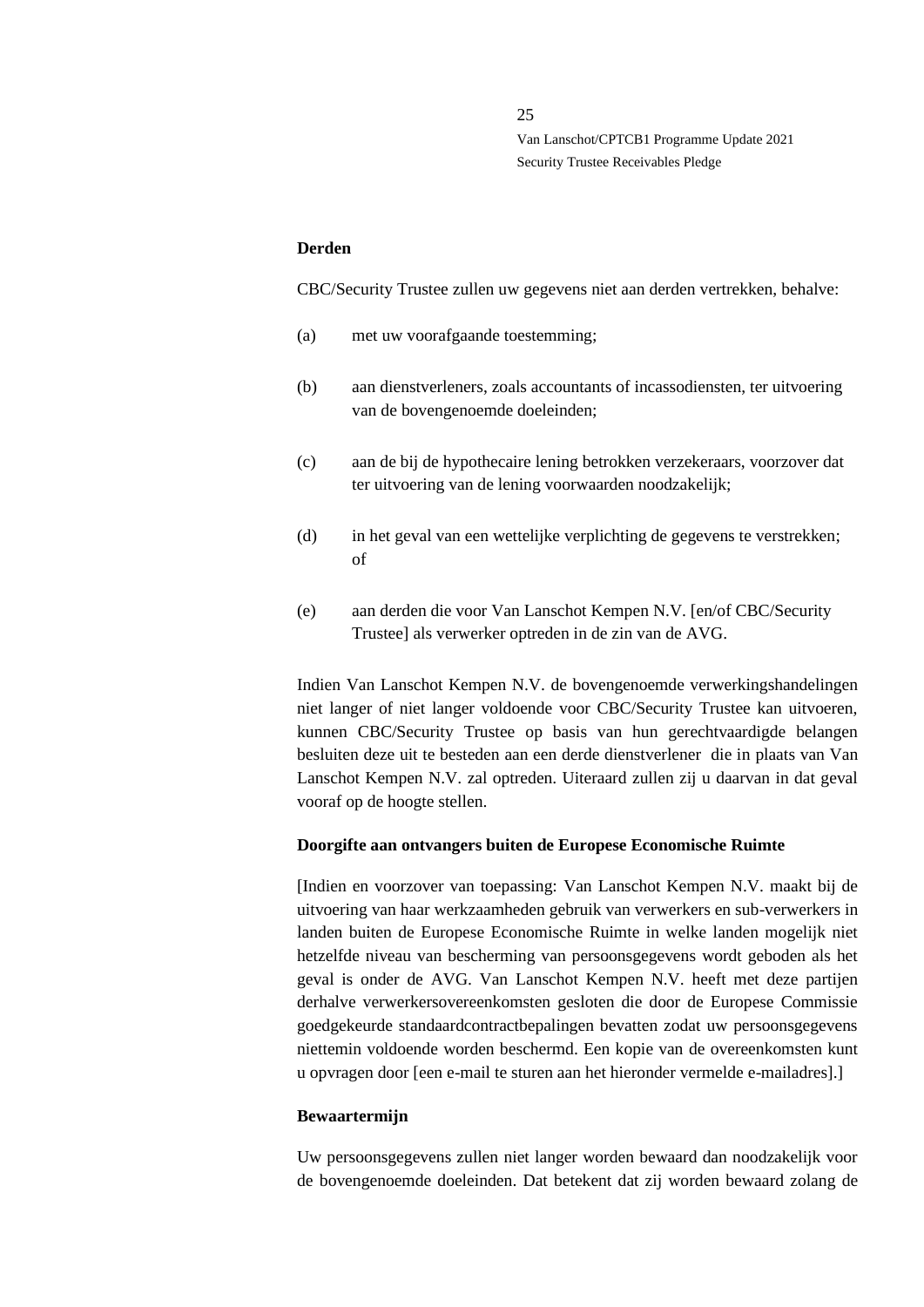**Derden**

CBC/Security Trustee zullen uw gegevens niet aan derden vertrekken, behalve:

(a) met uw voorafgaande toestemming;

(b) aan dienstverleners, zoals accountants of incassodiensten, ter uitvoering van de bovengenoemde doeleinden;

(c) aan de bij de hypothecaire lening betrokken verzekeraars, voorzover dat ter uitvoering van de lening voorwaarden noodzakelijk;

(d) in het geval van een wettelijke verplichting de gegevens te verstrekken; of

(e) aan derden die voor Van Lanschot Kempen N.V. [en/of CBC/Security Trustee] als verwerker optreden in de zin van de AVG.

Indien Van Lanschot Kempen N.V. de bovengenoemde verwerkingshandelingen niet langer of niet langer voldoende voor CBC/Security Trustee kan uitvoeren, kunnen CBC/Security Trustee op basis van hun gerechtvaardigde belangen besluiten deze uit te besteden aan een derde dienstverlener die in plaats van Van Lanschot Kempen N.V. zal optreden. Uiteraard zullen zij u daarvan in dat geval vooraf op de hoogte stellen.

**Doorgifte aan ontvangers buiten de Europese Economische Ruimte**

[Indien en voorzover van toepassing: Van Lanschot Kempen N.V. maakt bij de uitvoering van haar werkzaamheden gebruik van verwerkers en sub-verwerkers in landen buiten de Europese Economische Ruimte in welke landen mogelijk niet hetzelfde niveau van bescherming van persoonsgegevens wordt geboden als het geval is onder de AVG. Van Lanschot Kempen N.V. heeft met deze partijen derhalve verwerkersovereenkomsten gesloten die door de Europese Commissie goedgekeurde standaardcontractbepalingen bevatten zodat uw persoonsgegevens niettemin voldoende worden beschermd. Een kopie van de overeenkomsten kunt u opvragen door [een e-mail te sturen aan het hieronder vermelde e-mailadres].]

**Bewaartermijn**

Uw persoonsgegevens zullen niet langer worden bewaard dan noodzakelijk voor de bovengenoemde doeleinden. Dat betekent dat zij worden bewaard zolang de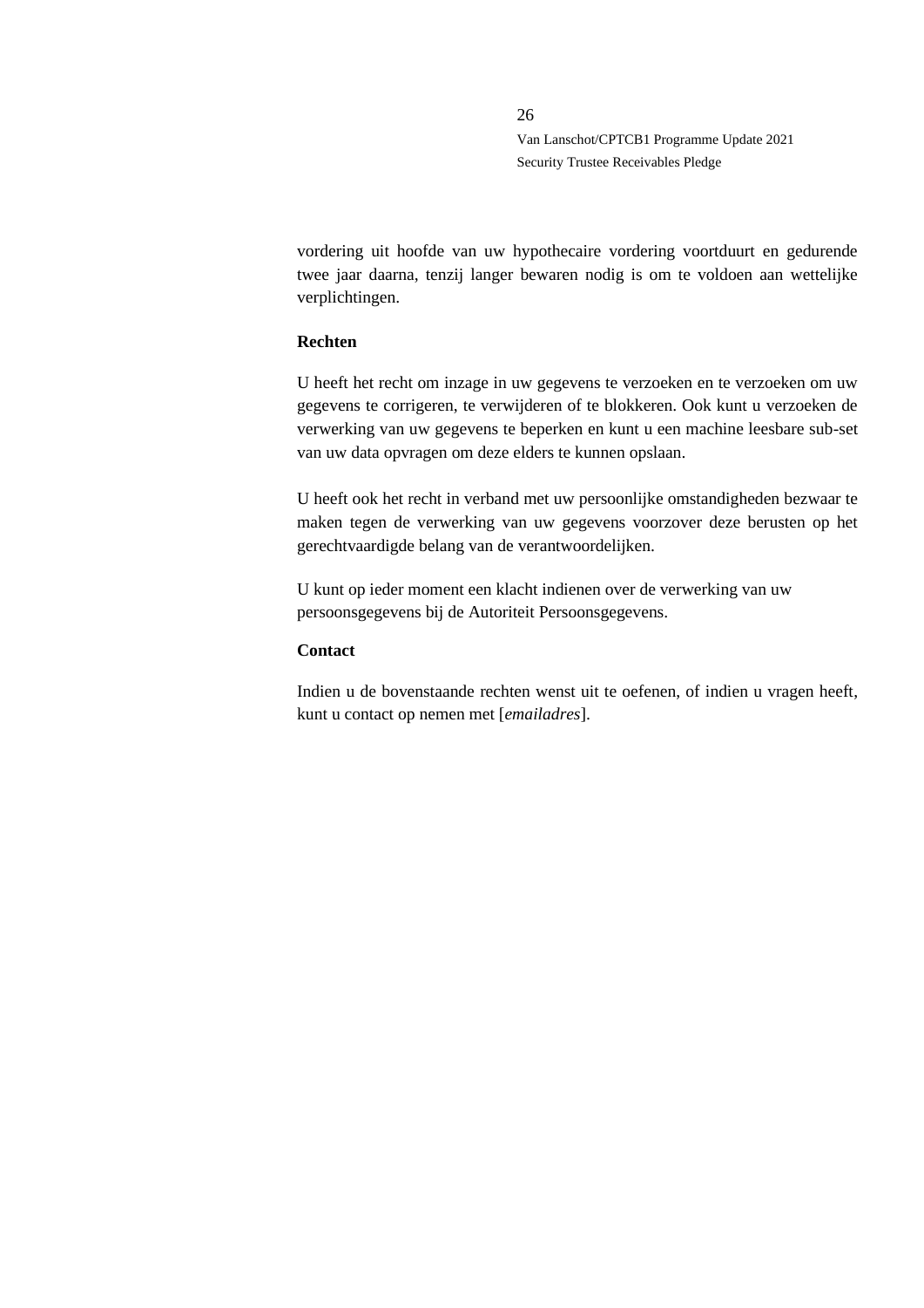vordering uit hoofde van uw hypothecaire vordering voortduurt en gedurende twee jaar daarna, tenzij langer bewaren nodig is om te voldoen aan wettelijke verplichtingen.

**Rechten**

U heeft het recht om inzage in uw gegevens te verzoeken en te verzoeken om uw gegevens te corrigeren, te verwijderen of te blokkeren. Ook kunt u verzoeken de verwerking van uw gegevens te beperken en kunt u een machine leesbare sub-set van uw data opvragen om deze elders te kunnen opslaan.

U heeft ook het recht in verband met uw persoonlijke omstandigheden bezwaar te maken tegen de verwerking van uw gegevens voorzover deze berusten op het gerechtvaardigde belang van de verantwoordelijken.

U kunt op ieder moment een klacht indienen over de verwerking van uw persoonsgegevens bij de Autoriteit Persoonsgegevens.

**Contact**

Indien u de bovenstaande rechten wenst uit te oefenen, of indien u vragen heeft, kunt u contact op nemen met [*emailadres*].